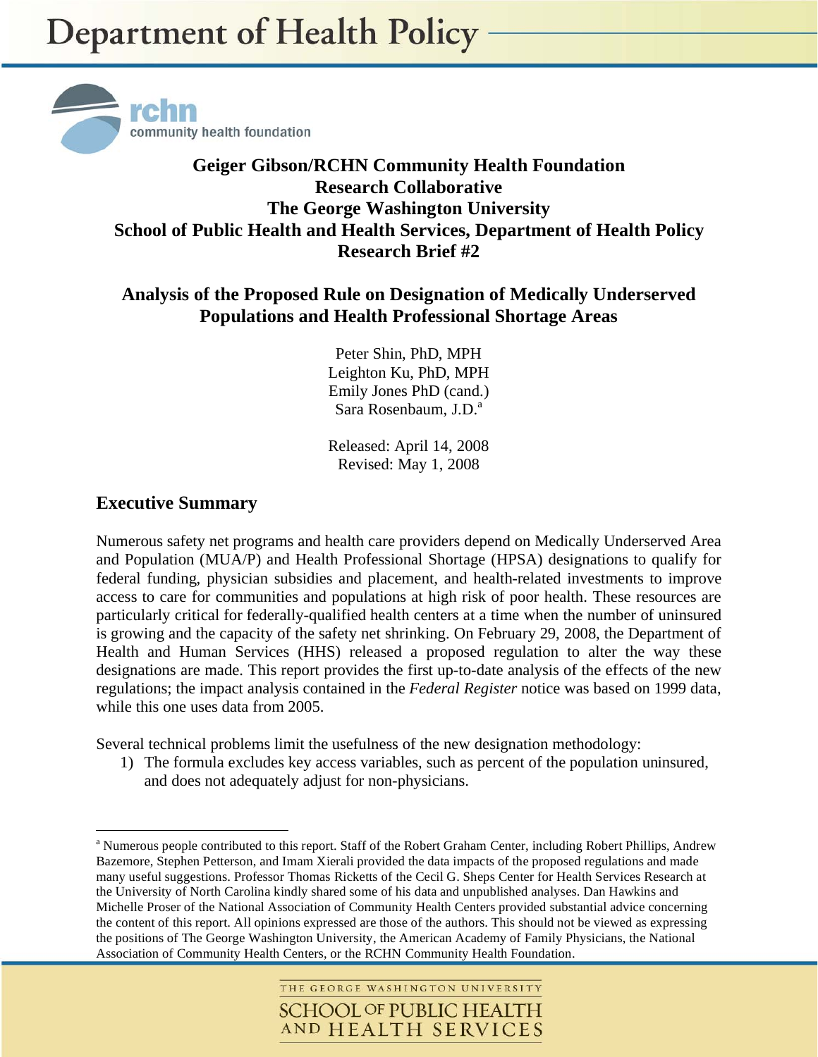# Department of Health Policy

rchn community health foundation

**Geiger Gibson/RCHN Community Health Foundation Research Collaborative**
**The George Washington University**
**School of Public Health and Health Services, Department of Health Policy**
**Research Brief #2**

## Analysis of the Proposed Rule on Designation of Medically Underserved Populations and Health Professional Shortage Areas

Peter Shin, PhD, MPH
Leighton Ku, PhD, MPH
Emily Jones PhD (cand.)
Sara Rosenbaum, J.D.[a]

Released: April 14, 2008
Revised: May 1, 2008

## Executive Summary

Numerous safety net programs and health care providers depend on Medically Underserved Area and Population (MUA/P) and Health Professional Shortage (HPSA) designations to qualify for federal funding, physician subsidies and placement, and health-related investments to improve access to care for communities and populations at high risk of poor health. These resources are particularly critical for federally-qualified health centers at a time when the number of uninsured is growing and the capacity of the safety net shrinking. On February 29, 2008, the Department of Health and Human Services (HHS) released a proposed regulation to alter the way these designations are made. This report provides the first up-to-date analysis of the effects of the new regulations; the impact analysis contained in the *Federal Register* notice was based on 1999 data, while this one uses data from 2005.

Several technical problems limit the usefulness of the new designation methodology:

1) The formula excludes key access variables, such as percent of the population uninsured, and does not adequately adjust for non-physicians.

---

[a] Numerous people contributed to this report. Staff of the Robert Graham Center, including Robert Phillips, Andrew Bazemore, Stephen Petterson, and Imam Xierali provided the data impacts of the proposed regulations and made many useful suggestions. Professor Thomas Ricketts of the Cecil G. Sheps Center for Health Services Research at the University of North Carolina kindly shared some of his data and unpublished analyses. Dan Hawkins and Michelle Proser of the National Association of Community Health Centers provided substantial advice concerning the content of this report. All opinions expressed are those of the authors. This should not be viewed as expressing the positions of The George Washington University, the American Academy of Family Physicians, the National Association of Community Health Centers, or the RCHN Community Health Foundation.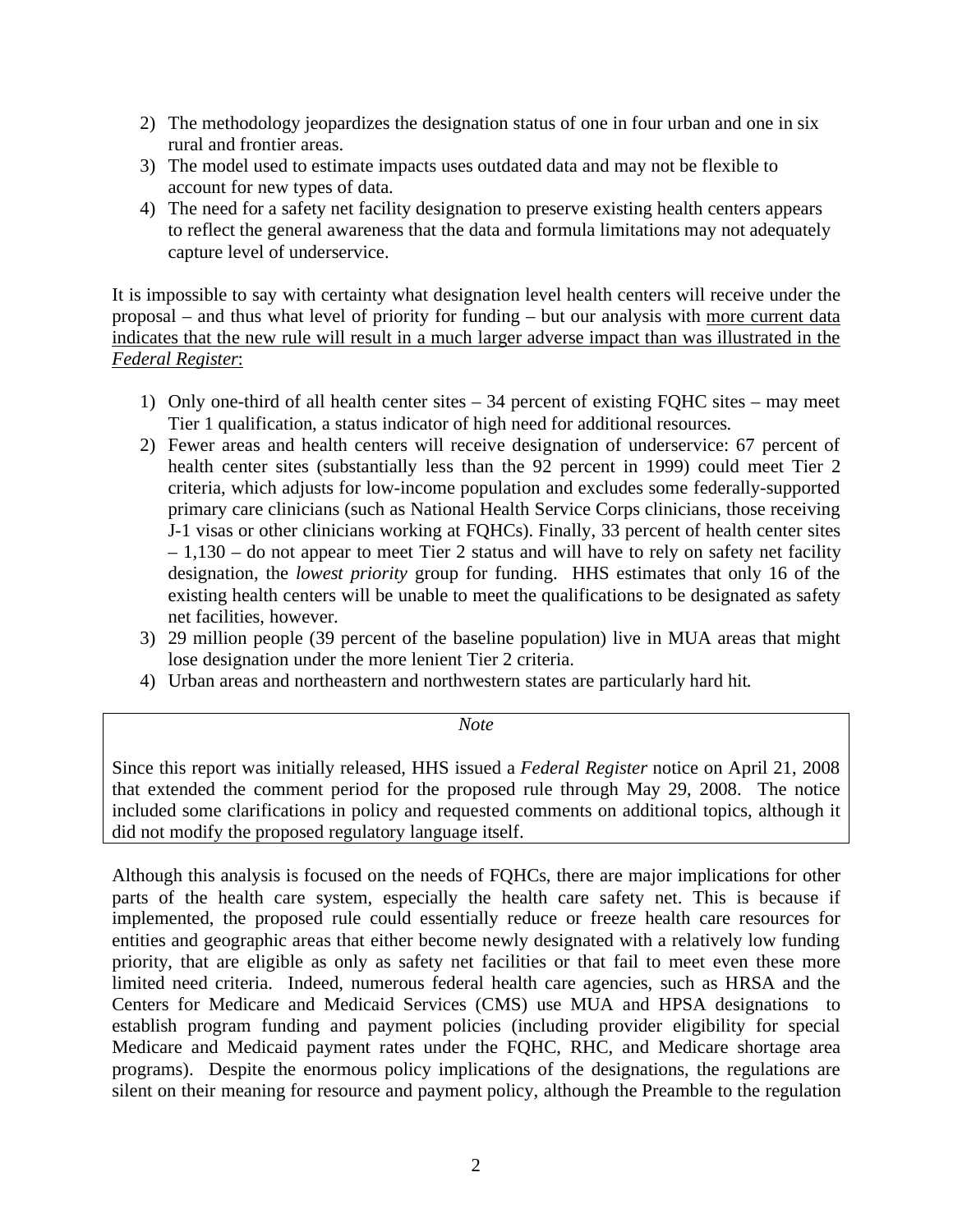2) The methodology jeopardizes the designation status of one in four urban and one in six rural and frontier areas.
3) The model used to estimate impacts uses outdated data and may not be flexible to account for new types of data.
4) The need for a safety net facility designation to preserve existing health centers appears to reflect the general awareness that the data and formula limitations may not adequately capture level of underservice.

It is impossible to say with certainty what designation level health centers will receive under the proposal – and thus what level of priority for funding – but our analysis with more current data indicates that the new rule will result in a much larger adverse impact than was illustrated in the *Federal Register*:

1) Only one-third of all health center sites – 34 percent of existing FQHC sites – may meet Tier 1 qualification, a status indicator of high need for additional resources.
2) Fewer areas and health centers will receive designation of underservice: 67 percent of health center sites (substantially less than the 92 percent in 1999) could meet Tier 2 criteria, which adjusts for low-income population and excludes some federally-supported primary care clinicians (such as National Health Service Corps clinicians, those receiving J-1 visas or other clinicians working at FQHCs). Finally, 33 percent of health center sites – 1,130 – do not appear to meet Tier 2 status and will have to rely on safety net facility designation, the *lowest priority* group for funding. HHS estimates that only 16 of the existing health centers will be unable to meet the qualifications to be designated as safety net facilities, however.
3) 29 million people (39 percent of the baseline population) live in MUA areas that might lose designation under the more lenient Tier 2 criteria.
4) Urban areas and northeastern and northwestern states are particularly hard hit.

*Note*

Since this report was initially released, HHS issued a *Federal Register* notice on April 21, 2008 that extended the comment period for the proposed rule through May 29, 2008. The notice included some clarifications in policy and requested comments on additional topics, although it did not modify the proposed regulatory language itself.

Although this analysis is focused on the needs of FQHCs, there are major implications for other parts of the health care system, especially the health care safety net. This is because if implemented, the proposed rule could essentially reduce or freeze health care resources for entities and geographic areas that either become newly designated with a relatively low funding priority, that are eligible as only as safety net facilities or that fail to meet even these more limited need criteria. Indeed, numerous federal health care agencies, such as HRSA and the Centers for Medicare and Medicaid Services (CMS) use MUA and HPSA designations to establish program funding and payment policies (including provider eligibility for special Medicare and Medicaid payment rates under the FQHC, RHC, and Medicare shortage area programs). Despite the enormous policy implications of the designations, the regulations are silent on their meaning for resource and payment policy, although the Preamble to the regulation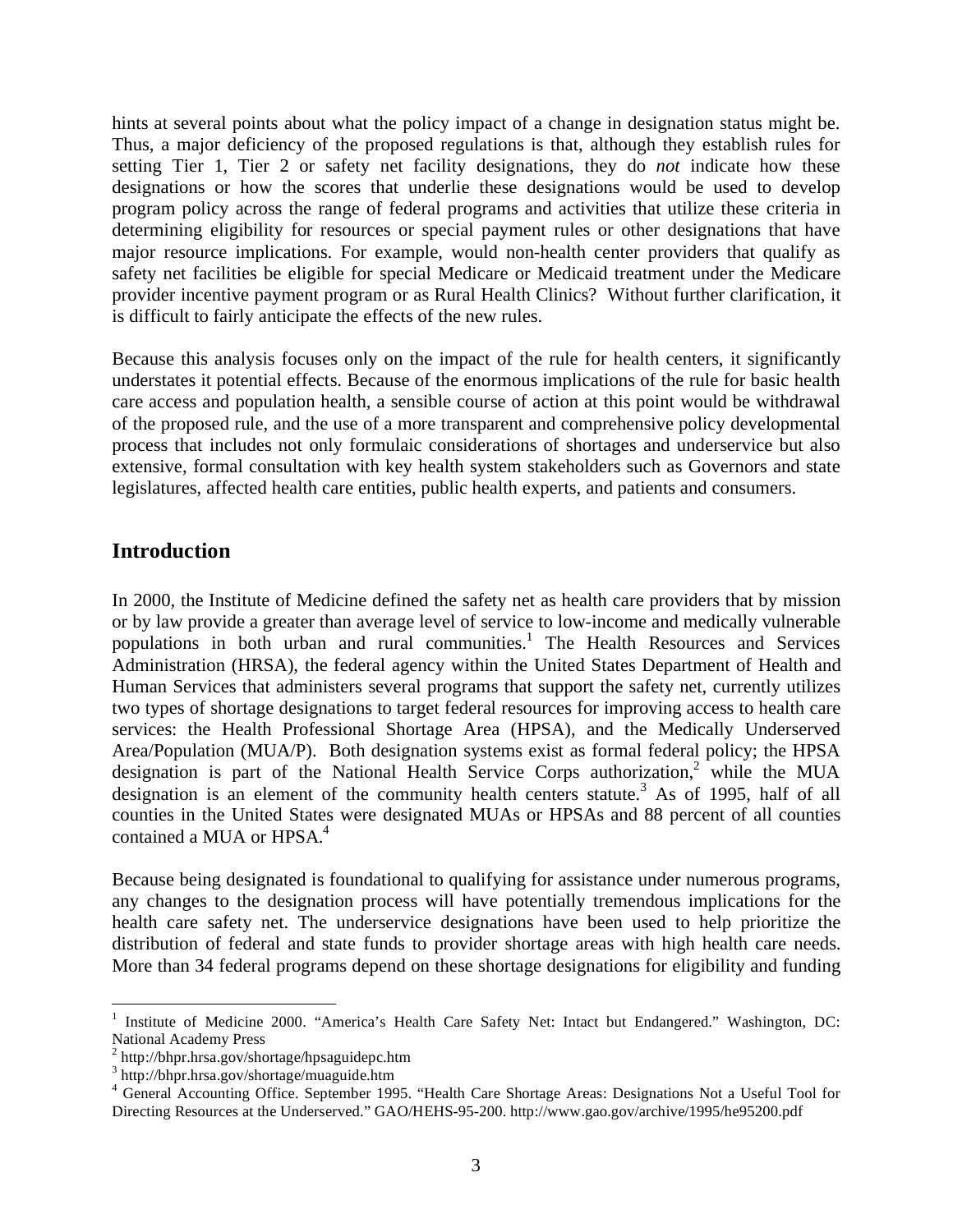hints at several points about what the policy impact of a change in designation status might be. Thus, a major deficiency of the proposed regulations is that, although they establish rules for setting Tier 1, Tier 2 or safety net facility designations, they do *not* indicate how these designations or how the scores that underlie these designations would be used to develop program policy across the range of federal programs and activities that utilize these criteria in determining eligibility for resources or special payment rules or other designations that have major resource implications. For example, would non-health center providers that qualify as safety net facilities be eligible for special Medicare or Medicaid treatment under the Medicare provider incentive payment program or as Rural Health Clinics? Without further clarification, it is difficult to fairly anticipate the effects of the new rules.

Because this analysis focuses only on the impact of the rule for health centers, it significantly understates it potential effects. Because of the enormous implications of the rule for basic health care access and population health, a sensible course of action at this point would be withdrawal of the proposed rule, and the use of a more transparent and comprehensive policy developmental process that includes not only formulaic considerations of shortages and underservice but also extensive, formal consultation with key health system stakeholders such as Governors and state legislatures, affected health care entities, public health experts, and patients and consumers.

## Introduction

In 2000, the Institute of Medicine defined the safety net as health care providers that by mission or by law provide a greater than average level of service to low-income and medically vulnerable populations in both urban and rural communities.[1] The Health Resources and Services Administration (HRSA), the federal agency within the United States Department of Health and Human Services that administers several programs that support the safety net, currently utilizes two types of shortage designations to target federal resources for improving access to health care services: the Health Professional Shortage Area (HPSA), and the Medically Underserved Area/Population (MUA/P). Both designation systems exist as formal federal policy; the HPSA designation is part of the National Health Service Corps authorization,[2] while the MUA designation is an element of the community health centers statute.[3] As of 1995, half of all counties in the United States were designated MUAs or HPSAs and 88 percent of all counties contained a MUA or HPSA.[4]

Because being designated is foundational to qualifying for assistance under numerous programs, any changes to the designation process will have potentially tremendous implications for the health care safety net. The underservice designations have been used to help prioritize the distribution of federal and state funds to provider shortage areas with high health care needs. More than 34 federal programs depend on these shortage designations for eligibility and funding

---

[1] Institute of Medicine 2000. "America's Health Care Safety Net: Intact but Endangered." Washington, DC: National Academy Press

[2] http://bhpr.hrsa.gov/shortage/hpsaguidepc.htm

[3] http://bhpr.hrsa.gov/shortage/muaguide.htm

[4] General Accounting Office. September 1995. "Health Care Shortage Areas: Designations Not a Useful Tool for Directing Resources at the Underserved." GAO/HEHS-95-200. http://www.gao.gov/archive/1995/he95200.pdf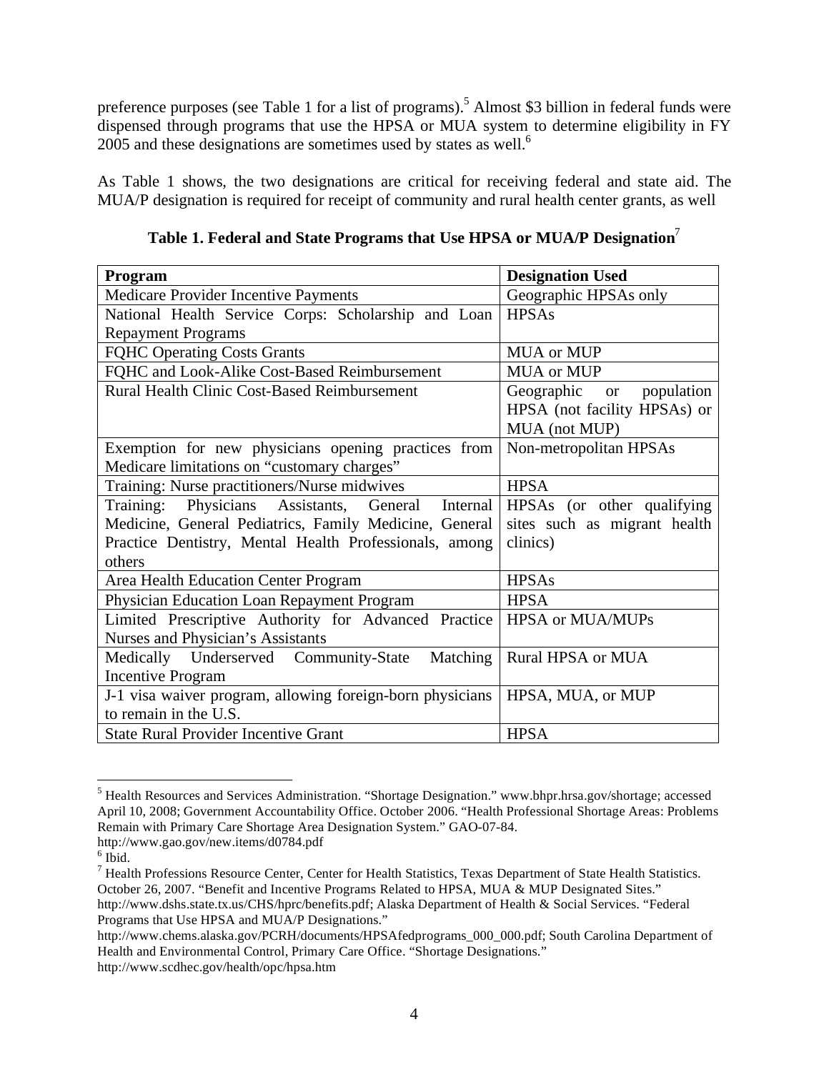preference purposes (see Table 1 for a list of programs).[5] Almost $3 billion in federal funds were dispensed through programs that use the HPSA or MUA system to determine eligibility in FY 2005 and these designations are sometimes used by states as well.[6]

As Table 1 shows, the two designations are critical for receiving federal and state aid. The MUA/P designation is required for receipt of community and rural health center grants, as well

**Table 1. Federal and State Programs that Use HPSA or MUA/P Designation**[7]

| Program | Designation Used |
|---|---|
| Medicare Provider Incentive Payments | Geographic HPSAs only |
| National Health Service Corps: Scholarship and Loan Repayment Programs | HPSAs |
| FQHC Operating Costs Grants | MUA or MUP |
| FQHC and Look-Alike Cost-Based Reimbursement | MUA or MUP |
| Rural Health Clinic Cost-Based Reimbursement | Geographic or population HPSA (not facility HPSAs) or MUA (not MUP) |
| Exemption for new physicians opening practices from Medicare limitations on "customary charges" | Non-metropolitan HPSAs |
| Training: Nurse practitioners/Nurse midwives | HPSA |
| Training: Physicians Assistants, General Internal Medicine, General Pediatrics, Family Medicine, General Practice Dentistry, Mental Health Professionals, among others | HPSAs (or other qualifying sites such as migrant health clinics) |
| Area Health Education Center Program | HPSAs |
| Physician Education Loan Repayment Program | HPSA |
| Limited Prescriptive Authority for Advanced Practice Nurses and Physician's Assistants | HPSA or MUA/MUPs |
| Medically Underserved Community-State Matching Incentive Program | Rural HPSA or MUA |
| J-1 visa waiver program, allowing foreign-born physicians to remain in the U.S. | HPSA, MUA, or MUP |
| State Rural Provider Incentive Grant | HPSA |

---

[5] Health Resources and Services Administration. "Shortage Designation." www.bhpr.hrsa.gov/shortage; accessed April 10, 2008; Government Accountability Office. October 2006. "Health Professional Shortage Areas: Problems Remain with Primary Care Shortage Area Designation System." GAO-07-84. http://www.gao.gov/new.items/d0784.pdf

[6] Ibid.

[7] Health Professions Resource Center, Center for Health Statistics, Texas Department of State Health Statistics. October 26, 2007. "Benefit and Incentive Programs Related to HPSA, MUA & MUP Designated Sites." http://www.dshs.state.tx.us/CHS/hprc/benefits.pdf; Alaska Department of Health & Social Services. "Federal Programs that Use HPSA and MUA/P Designations." http://www.chems.alaska.gov/PCRH/documents/HPSAfedprograms_000_000.pdf; South Carolina Department of Health and Environmental Control, Primary Care Office. "Shortage Designations." http://www.scdhec.gov/health/opc/hpsa.htm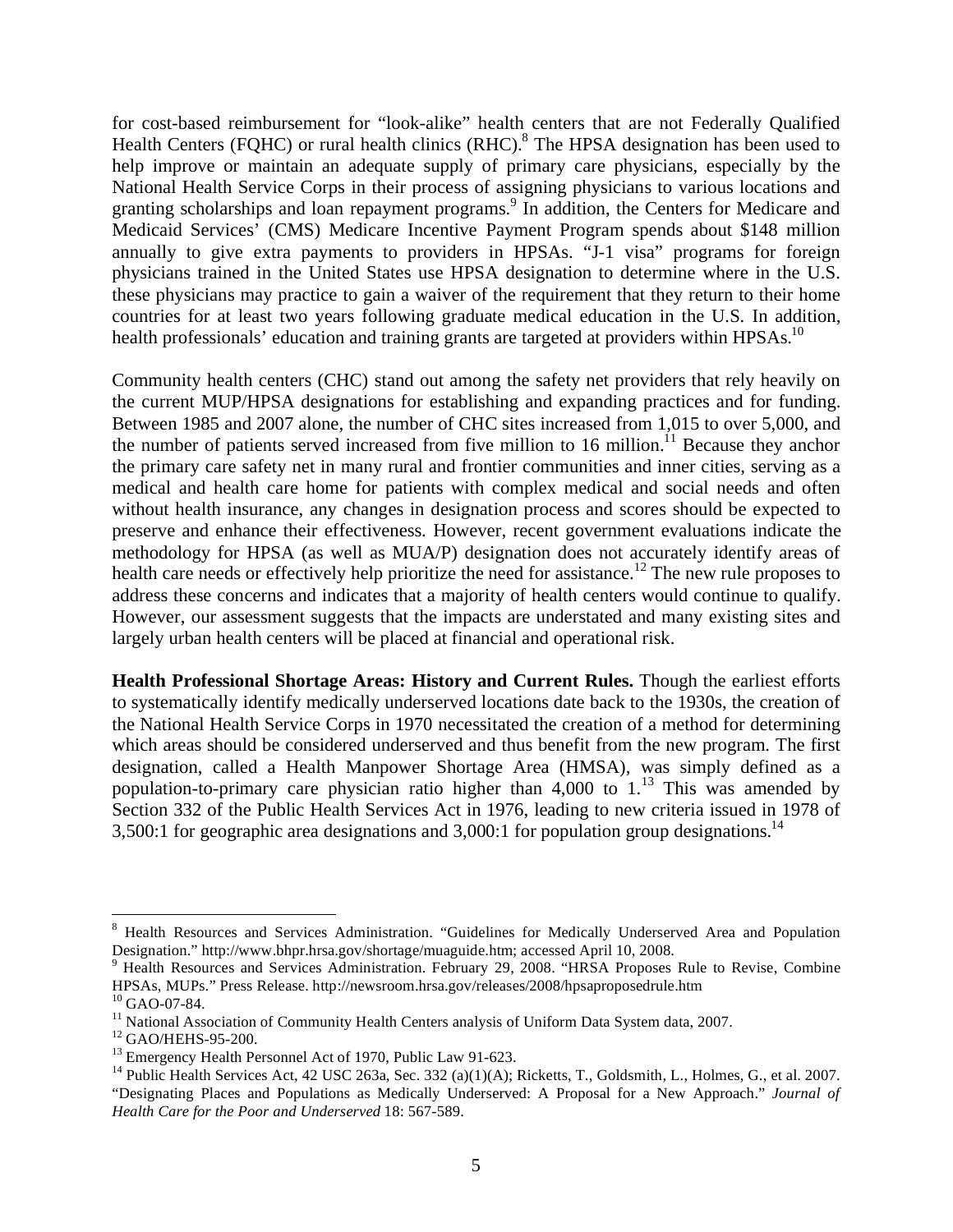for cost-based reimbursement for "look-alike" health centers that are not Federally Qualified Health Centers (FQHC) or rural health clinics (RHC).[8] The HPSA designation has been used to help improve or maintain an adequate supply of primary care physicians, especially by the National Health Service Corps in their process of assigning physicians to various locations and granting scholarships and loan repayment programs.[9] In addition, the Centers for Medicare and Medicaid Services' (CMS) Medicare Incentive Payment Program spends about $148 million annually to give extra payments to providers in HPSAs. "J-1 visa" programs for foreign physicians trained in the United States use HPSA designation to determine where in the U.S. these physicians may practice to gain a waiver of the requirement that they return to their home countries for at least two years following graduate medical education in the U.S. In addition, health professionals' education and training grants are targeted at providers within HPSAs.[10]

Community health centers (CHC) stand out among the safety net providers that rely heavily on the current MUP/HPSA designations for establishing and expanding practices and for funding. Between 1985 and 2007 alone, the number of CHC sites increased from 1,015 to over 5,000, and the number of patients served increased from five million to 16 million.[11] Because they anchor the primary care safety net in many rural and frontier communities and inner cities, serving as a medical and health care home for patients with complex medical and social needs and often without health insurance, any changes in designation process and scores should be expected to preserve and enhance their effectiveness. However, recent government evaluations indicate the methodology for HPSA (as well as MUA/P) designation does not accurately identify areas of health care needs or effectively help prioritize the need for assistance.[12] The new rule proposes to address these concerns and indicates that a majority of health centers would continue to qualify. However, our assessment suggests that the impacts are understated and many existing sites and largely urban health centers will be placed at financial and operational risk.

**Health Professional Shortage Areas: History and Current Rules.** Though the earliest efforts to systematically identify medically underserved locations date back to the 1930s, the creation of the National Health Service Corps in 1970 necessitated the creation of a method for determining which areas should be considered underserved and thus benefit from the new program. The first designation, called a Health Manpower Shortage Area (HMSA), was simply defined as a population-to-primary care physician ratio higher than 4,000 to 1.[13] This was amended by Section 332 of the Public Health Services Act in 1976, leading to new criteria issued in 1978 of 3,500:1 for geographic area designations and 3,000:1 for population group designations.[14]

---

[8] Health Resources and Services Administration. "Guidelines for Medically Underserved Area and Population Designation." http://www.bhpr.hrsa.gov/shortage/muaguide.htm; accessed April 10, 2008.

[9] Health Resources and Services Administration. February 29, 2008. "HRSA Proposes Rule to Revise, Combine HPSAs, MUPs." Press Release. http://newsroom.hrsa.gov/releases/2008/hpsaproposedrule.htm

[10] GAO-07-84.

[11] National Association of Community Health Centers analysis of Uniform Data System data, 2007.

[12] GAO/HEHS-95-200.

[13] Emergency Health Personnel Act of 1970, Public Law 91-623.

[14] Public Health Services Act, 42 USC 263a, Sec. 332 (a)(1)(A); Ricketts, T., Goldsmith, L., Holmes, G., et al. 2007. "Designating Places and Populations as Medically Underserved: A Proposal for a New Approach." *Journal of Health Care for the Poor and Underserved* 18: 567-589.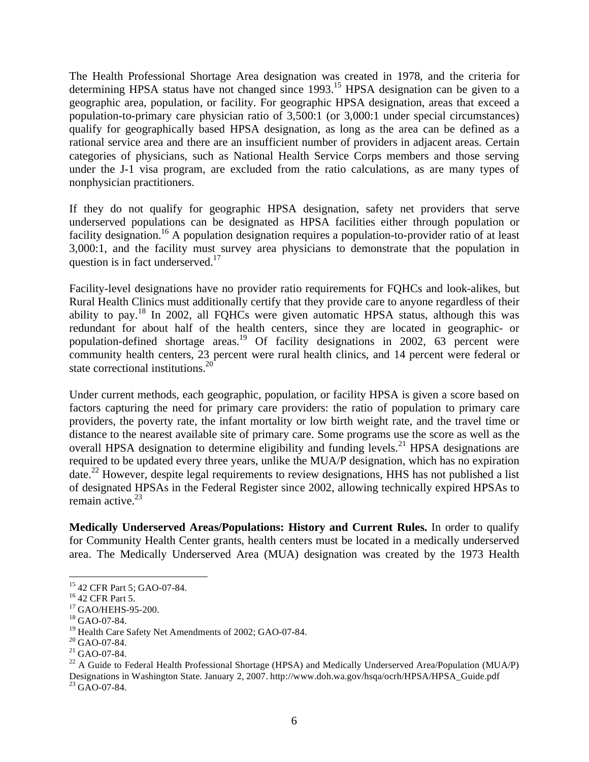The Health Professional Shortage Area designation was created in 1978, and the criteria for determining HPSA status have not changed since 1993.[15] HPSA designation can be given to a geographic area, population, or facility. For geographic HPSA designation, areas that exceed a population-to-primary care physician ratio of 3,500:1 (or 3,000:1 under special circumstances) qualify for geographically based HPSA designation, as long as the area can be defined as a rational service area and there are an insufficient number of providers in adjacent areas. Certain categories of physicians, such as National Health Service Corps members and those serving under the J-1 visa program, are excluded from the ratio calculations, as are many types of nonphysician practitioners.

If they do not qualify for geographic HPSA designation, safety net providers that serve underserved populations can be designated as HPSA facilities either through population or facility designation.[16] A population designation requires a population-to-provider ratio of at least 3,000:1, and the facility must survey area physicians to demonstrate that the population in question is in fact underserved.[17]

Facility-level designations have no provider ratio requirements for FQHCs and look-alikes, but Rural Health Clinics must additionally certify that they provide care to anyone regardless of their ability to pay.[18] In 2002, all FQHCs were given automatic HPSA status, although this was redundant for about half of the health centers, since they are located in geographic- or population-defined shortage areas.[19] Of facility designations in 2002, 63 percent were community health centers, 23 percent were rural health clinics, and 14 percent were federal or state correctional institutions.[20]

Under current methods, each geographic, population, or facility HPSA is given a score based on factors capturing the need for primary care providers: the ratio of population to primary care providers, the poverty rate, the infant mortality or low birth weight rate, and the travel time or distance to the nearest available site of primary care. Some programs use the score as well as the overall HPSA designation to determine eligibility and funding levels.[21] HPSA designations are required to be updated every three years, unlike the MUA/P designation, which has no expiration date.[22] However, despite legal requirements to review designations, HHS has not published a list of designated HPSAs in the Federal Register since 2002, allowing technically expired HPSAs to remain active.[23]

**Medically Underserved Areas/Populations: History and Current Rules.** In order to qualify for Community Health Center grants, health centers must be located in a medically underserved area. The Medically Underserved Area (MUA) designation was created by the 1973 Health

---

[15] 42 CFR Part 5; GAO-07-84.
[16] 42 CFR Part 5.
[17] GAO/HEHS-95-200.
[18] GAO-07-84.
[19] Health Care Safety Net Amendments of 2002; GAO-07-84.
[20] GAO-07-84.
[21] GAO-07-84.
[22] A Guide to Federal Health Professional Shortage (HPSA) and Medically Underserved Area/Population (MUA/P) Designations in Washington State. January 2, 2007. http://www.doh.wa.gov/hsqa/ocrh/HPSA/HPSA_Guide.pdf
[23] GAO-07-84.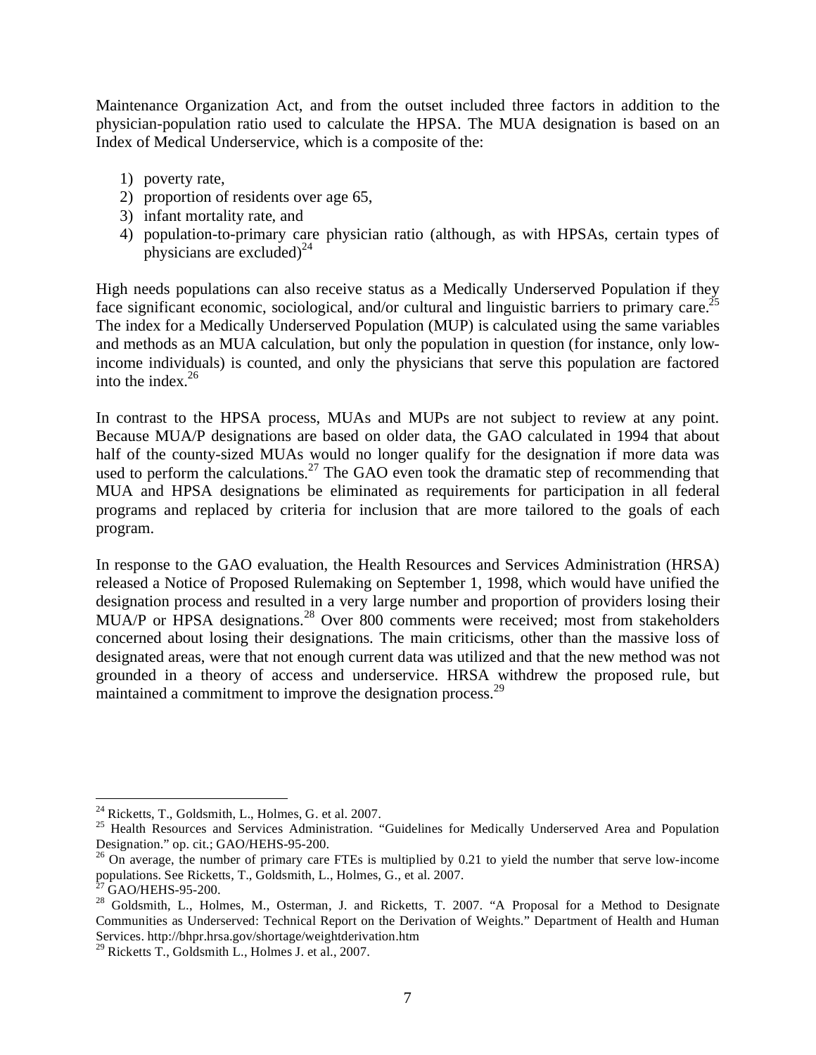Maintenance Organization Act, and from the outset included three factors in addition to the physician-population ratio used to calculate the HPSA. The MUA designation is based on an Index of Medical Underservice, which is a composite of the:

1) poverty rate,
2) proportion of residents over age 65,
3) infant mortality rate, and
4) population-to-primary care physician ratio (although, as with HPSAs, certain types of physicians are excluded)[24]

High needs populations can also receive status as a Medically Underserved Population if they face significant economic, sociological, and/or cultural and linguistic barriers to primary care.[25] The index for a Medically Underserved Population (MUP) is calculated using the same variables and methods as an MUA calculation, but only the population in question (for instance, only low-income individuals) is counted, and only the physicians that serve this population are factored into the index.[26]

In contrast to the HPSA process, MUAs and MUPs are not subject to review at any point. Because MUA/P designations are based on older data, the GAO calculated in 1994 that about half of the county-sized MUAs would no longer qualify for the designation if more data was used to perform the calculations.[27] The GAO even took the dramatic step of recommending that MUA and HPSA designations be eliminated as requirements for participation in all federal programs and replaced by criteria for inclusion that are more tailored to the goals of each program.

In response to the GAO evaluation, the Health Resources and Services Administration (HRSA) released a Notice of Proposed Rulemaking on September 1, 1998, which would have unified the designation process and resulted in a very large number and proportion of providers losing their MUA/P or HPSA designations.[28] Over 800 comments were received; most from stakeholders concerned about losing their designations. The main criticisms, other than the massive loss of designated areas, were that not enough current data was utilized and that the new method was not grounded in a theory of access and underservice. HRSA withdrew the proposed rule, but maintained a commitment to improve the designation process.[29]

---

[24] Ricketts, T., Goldsmith, L., Holmes, G. et al. 2007.

[25] Health Resources and Services Administration. "Guidelines for Medically Underserved Area and Population Designation." op. cit.; GAO/HEHS-95-200.

[26] On average, the number of primary care FTEs is multiplied by 0.21 to yield the number that serve low-income populations. See Ricketts, T., Goldsmith, L., Holmes, G., et al. 2007.

[27] GAO/HEHS-95-200.

[28] Goldsmith, L., Holmes, M., Osterman, J. and Ricketts, T. 2007. "A Proposal for a Method to Designate Communities as Underserved: Technical Report on the Derivation of Weights." Department of Health and Human Services. http://bhpr.hrsa.gov/shortage/weightderivation.htm

[29] Ricketts T., Goldsmith L., Holmes J. et al., 2007.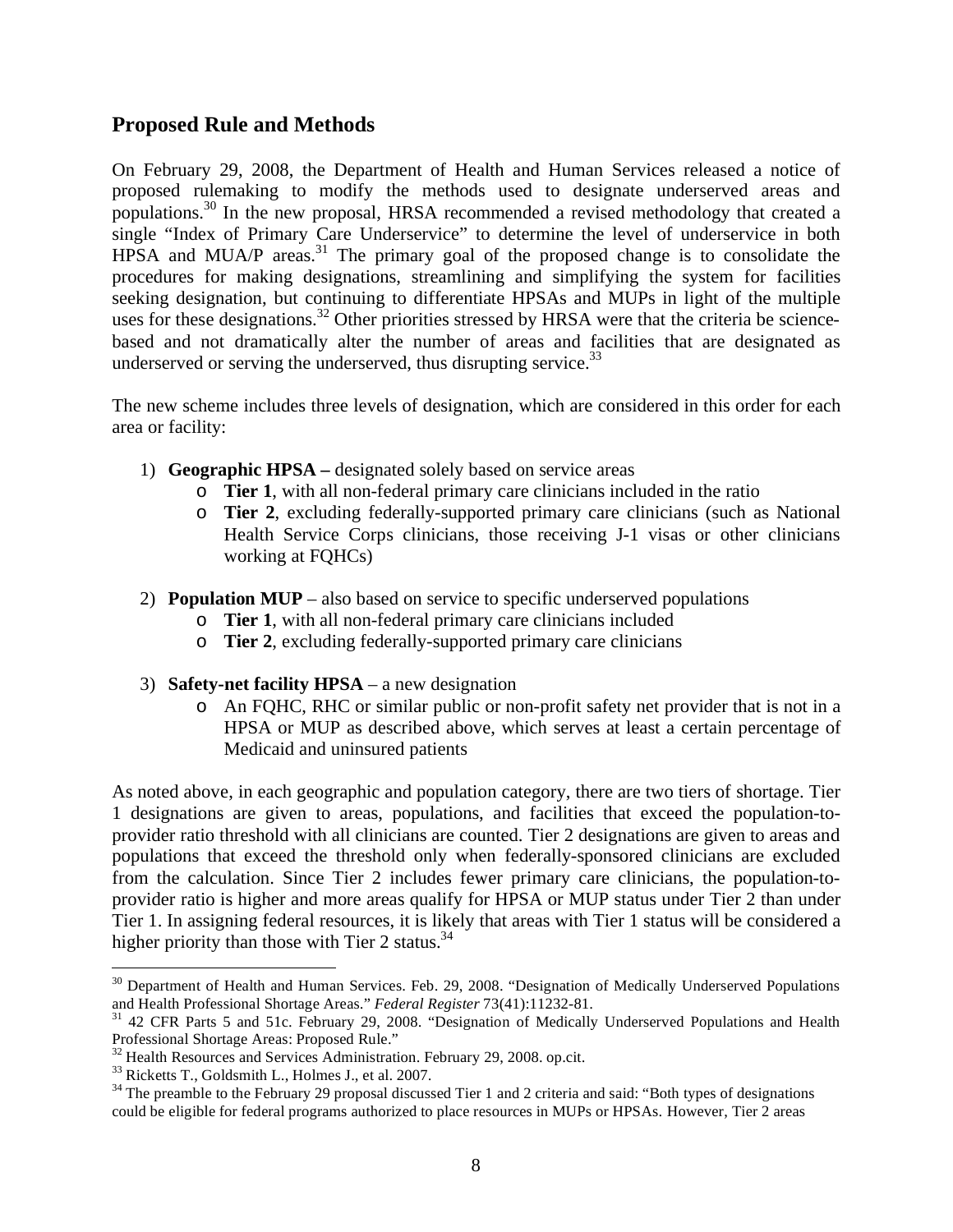## Proposed Rule and Methods

On February 29, 2008, the Department of Health and Human Services released a notice of proposed rulemaking to modify the methods used to designate underserved areas and populations.[30] In the new proposal, HRSA recommended a revised methodology that created a single "Index of Primary Care Underservice" to determine the level of underservice in both HPSA and MUA/P areas.[31] The primary goal of the proposed change is to consolidate the procedures for making designations, streamlining and simplifying the system for facilities seeking designation, but continuing to differentiate HPSAs and MUPs in light of the multiple uses for these designations.[32] Other priorities stressed by HRSA were that the criteria be science-based and not dramatically alter the number of areas and facilities that are designated as underserved or serving the underserved, thus disrupting service.[33]

The new scheme includes three levels of designation, which are considered in this order for each area or facility:

1) **Geographic HPSA –** designated solely based on service areas
   - **Tier 1**, with all non-federal primary care clinicians included in the ratio
   - **Tier 2**, excluding federally-supported primary care clinicians (such as National Health Service Corps clinicians, those receiving J-1 visas or other clinicians working at FQHCs)
2) **Population MUP** – also based on service to specific underserved populations
   - **Tier 1**, with all non-federal primary care clinicians included
   - **Tier 2**, excluding federally-supported primary care clinicians
3) **Safety-net facility HPSA** – a new designation
   - An FQHC, RHC or similar public or non-profit safety net provider that is not in a HPSA or MUP as described above, which serves at least a certain percentage of Medicaid and uninsured patients

As noted above, in each geographic and population category, there are two tiers of shortage. Tier 1 designations are given to areas, populations, and facilities that exceed the population-to-provider ratio threshold with all clinicians are counted. Tier 2 designations are given to areas and populations that exceed the threshold only when federally-sponsored clinicians are excluded from the calculation. Since Tier 2 includes fewer primary care clinicians, the population-to-provider ratio is higher and more areas qualify for HPSA or MUP status under Tier 2 than under Tier 1. In assigning federal resources, it is likely that areas with Tier 1 status will be considered a higher priority than those with Tier 2 status.[34]

---

[30] Department of Health and Human Services. Feb. 29, 2008. "Designation of Medically Underserved Populations and Health Professional Shortage Areas." *Federal Register* 73(41):11232-81.

[31] 42 CFR Parts 5 and 51c. February 29, 2008. "Designation of Medically Underserved Populations and Health Professional Shortage Areas: Proposed Rule."

[32] Health Resources and Services Administration. February 29, 2008. op.cit.

[33] Ricketts T., Goldsmith L., Holmes J., et al. 2007.

[34] The preamble to the February 29 proposal discussed Tier 1 and 2 criteria and said: "Both types of designations could be eligible for federal programs authorized to place resources in MUPs or HPSAs. However, Tier 2 areas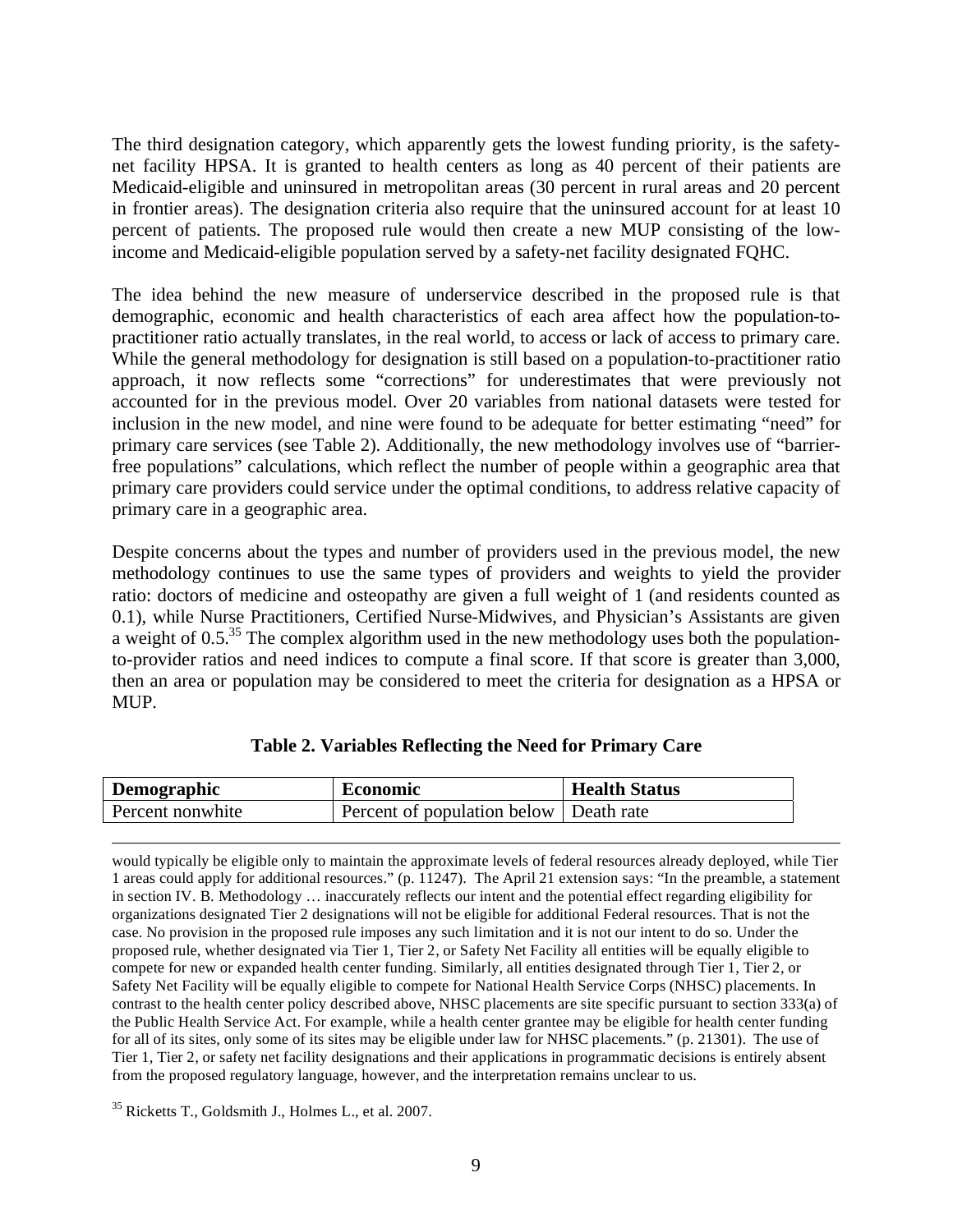The third designation category, which apparently gets the lowest funding priority, is the safety-net facility HPSA. It is granted to health centers as long as 40 percent of their patients are Medicaid-eligible and uninsured in metropolitan areas (30 percent in rural areas and 20 percent in frontier areas). The designation criteria also require that the uninsured account for at least 10 percent of patients. The proposed rule would then create a new MUP consisting of the low-income and Medicaid-eligible population served by a safety-net facility designated FQHC.

The idea behind the new measure of underservice described in the proposed rule is that demographic, economic and health characteristics of each area affect how the population-to-practitioner ratio actually translates, in the real world, to access or lack of access to primary care. While the general methodology for designation is still based on a population-to-practitioner ratio approach, it now reflects some "corrections" for underestimates that were previously not accounted for in the previous model. Over 20 variables from national datasets were tested for inclusion in the new model, and nine were found to be adequate for better estimating "need" for primary care services (see Table 2). Additionally, the new methodology involves use of "barrier-free populations" calculations, which reflect the number of people within a geographic area that primary care providers could service under the optimal conditions, to address relative capacity of primary care in a geographic area.

Despite concerns about the types and number of providers used in the previous model, the new methodology continues to use the same types of providers and weights to yield the provider ratio: doctors of medicine and osteopathy are given a full weight of 1 (and residents counted as 0.1), while Nurse Practitioners, Certified Nurse-Midwives, and Physician's Assistants are given a weight of 0.5.[35] The complex algorithm used in the new methodology uses both the population-to-provider ratios and need indices to compute a final score. If that score is greater than 3,000, then an area or population may be considered to meet the criteria for designation as a HPSA or MUP.

**Table 2. Variables Reflecting the Need for Primary Care**

| Demographic | Economic | Health Status |
|---|---|---|
| Percent nonwhite | Percent of population below | Death rate |

would typically be eligible only to maintain the approximate levels of federal resources already deployed, while Tier 1 areas could apply for additional resources." (p. 11247). The April 21 extension says: "In the preamble, a statement in section IV. B. Methodology … inaccurately reflects our intent and the potential effect regarding eligibility for organizations designated Tier 2 designations will not be eligible for additional Federal resources. That is not the case. No provision in the proposed rule imposes any such limitation and it is not our intent to do so. Under the proposed rule, whether designated via Tier 1, Tier 2, or Safety Net Facility all entities will be equally eligible to compete for new or expanded health center funding. Similarly, all entities designated through Tier 1, Tier 2, or Safety Net Facility will be equally eligible to compete for National Health Service Corps (NHSC) placements. In contrast to the health center policy described above, NHSC placements are site specific pursuant to section 333(a) of the Public Health Service Act. For example, while a health center grantee may be eligible for health center funding for all of its sites, only some of its sites may be eligible under law for NHSC placements." (p. 21301). The use of Tier 1, Tier 2, or safety net facility designations and their applications in programmatic decisions is entirely absent from the proposed regulatory language, however, and the interpretation remains unclear to us.

[35] Ricketts T., Goldsmith J., Holmes L., et al. 2007.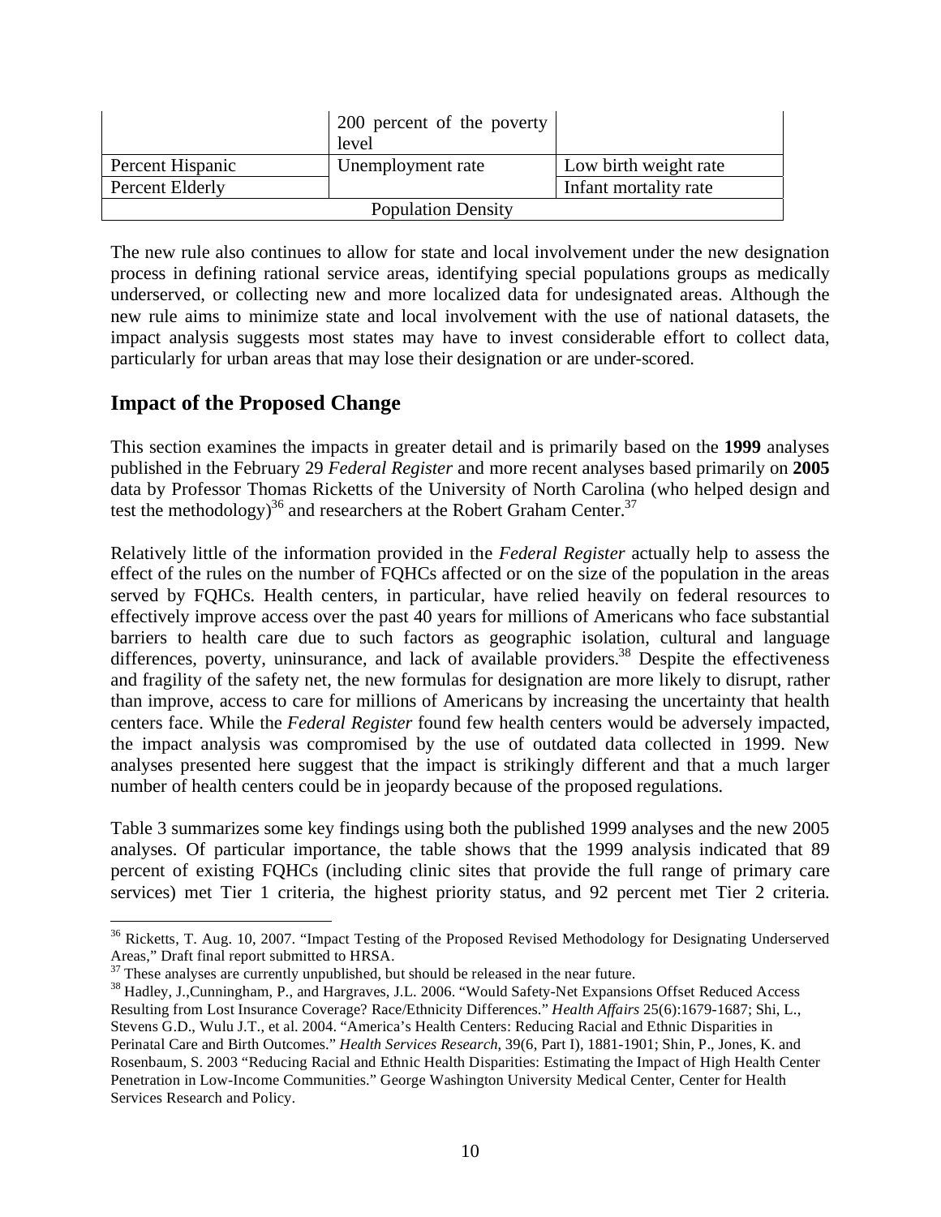| | 200 percent of the poverty level | |
|---|---|---|
| Percent Hispanic | Unemployment rate | Low birth weight rate |
| Percent Elderly | | Infant mortality rate |
| Population Density | | |

The new rule also continues to allow for state and local involvement under the new designation process in defining rational service areas, identifying special populations groups as medically underserved, or collecting new and more localized data for undesignated areas. Although the new rule aims to minimize state and local involvement with the use of national datasets, the impact analysis suggests most states may have to invest considerable effort to collect data, particularly for urban areas that may lose their designation or are under-scored.

## Impact of the Proposed Change

This section examines the impacts in greater detail and is primarily based on the **1999** analyses published in the February 29 *Federal Register* and more recent analyses based primarily on **2005** data by Professor Thomas Ricketts of the University of North Carolina (who helped design and test the methodology)[36] and researchers at the Robert Graham Center.[37]

Relatively little of the information provided in the *Federal Register* actually help to assess the effect of the rules on the number of FQHCs affected or on the size of the population in the areas served by FQHCs. Health centers, in particular, have relied heavily on federal resources to effectively improve access over the past 40 years for millions of Americans who face substantial barriers to health care due to such factors as geographic isolation, cultural and language differences, poverty, uninsurance, and lack of available providers.[38] Despite the effectiveness and fragility of the safety net, the new formulas for designation are more likely to disrupt, rather than improve, access to care for millions of Americans by increasing the uncertainty that health centers face. While the *Federal Register* found few health centers would be adversely impacted, the impact analysis was compromised by the use of outdated data collected in 1999. New analyses presented here suggest that the impact is strikingly different and that a much larger number of health centers could be in jeopardy because of the proposed regulations.

Table 3 summarizes some key findings using both the published 1999 analyses and the new 2005 analyses. Of particular importance, the table shows that the 1999 analysis indicated that 89 percent of existing FQHCs (including clinic sites that provide the full range of primary care services) met Tier 1 criteria, the highest priority status, and 92 percent met Tier 2 criteria.

---

[36] Ricketts, T. Aug. 10, 2007. "Impact Testing of the Proposed Revised Methodology for Designating Underserved Areas," Draft final report submitted to HRSA.

[37] These analyses are currently unpublished, but should be released in the near future.

[38] Hadley, J.,Cunningham, P., and Hargraves, J.L. 2006. "Would Safety-Net Expansions Offset Reduced Access Resulting from Lost Insurance Coverage? Race/Ethnicity Differences." *Health Affairs* 25(6):1679-1687; Shi, L., Stevens G.D., Wulu J.T., et al. 2004. "America's Health Centers: Reducing Racial and Ethnic Disparities in Perinatal Care and Birth Outcomes." *Health Services Research*, 39(6, Part I), 1881-1901; Shin, P., Jones, K. and Rosenbaum, S. 2003 "Reducing Racial and Ethnic Health Disparities: Estimating the Impact of High Health Center Penetration in Low-Income Communities." George Washington University Medical Center, Center for Health Services Research and Policy.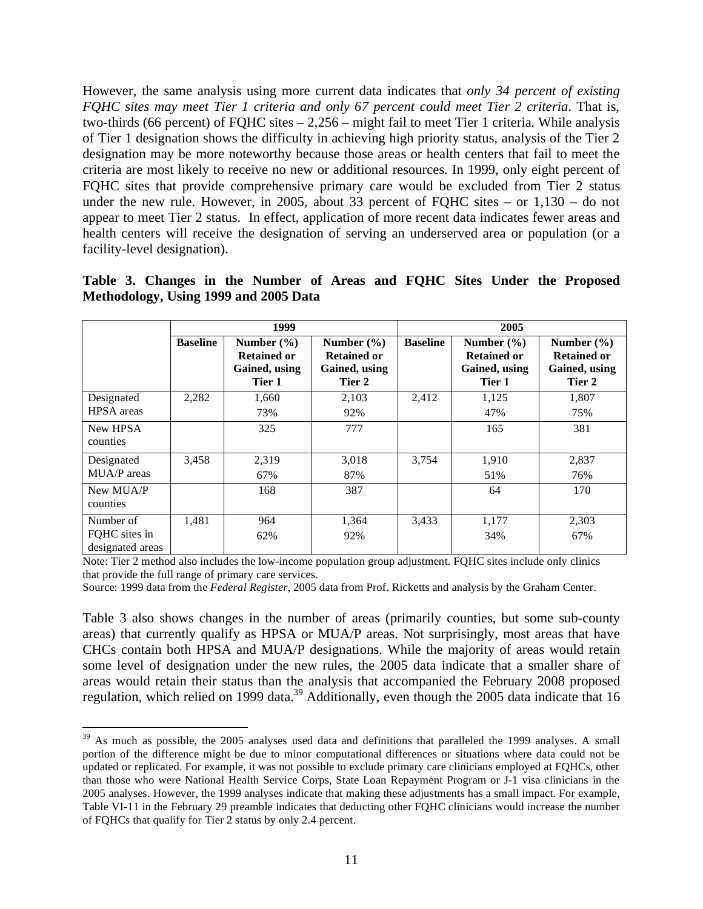However, the same analysis using more current data indicates that *only 34 percent of existing FQHC sites may meet Tier 1 criteria and only 67 percent could meet Tier 2 criteria*. That is, two-thirds (66 percent) of FQHC sites – 2,256 – might fail to meet Tier 1 criteria. While analysis of Tier 1 designation shows the difficulty in achieving high priority status, analysis of the Tier 2 designation may be more noteworthy because those areas or health centers that fail to meet the criteria are most likely to receive no new or additional resources. In 1999, only eight percent of FQHC sites that provide comprehensive primary care would be excluded from Tier 2 status under the new rule. However, in 2005, about 33 percent of FQHC sites – or 1,130 – do not appear to meet Tier 2 status. In effect, application of more recent data indicates fewer areas and health centers will receive the designation of serving an underserved area or population (or a facility-level designation).

**Table 3. Changes in the Number of Areas and FQHC Sites Under the Proposed Methodology, Using 1999 and 2005 Data**

| | 1999 | | | 2005 | | |
|---|---|---|---|---|---|---|
| | **Baseline** | **Number (%) Retained or Gained, using Tier 1** | **Number (%) Retained or Gained, using Tier 2** | **Baseline** | **Number (%) Retained or Gained, using Tier 1** | **Number (%) Retained or Gained, using Tier 2** |
| Designated HPSA areas | 2,282 | 1,660<br>73% | 2,103<br>92% | 2,412 | 1,125<br>47% | 1,807<br>75% |
| New HPSA counties | | 325 | 777 | | 165 | 381 |
| Designated MUA/P areas | 3,458 | 2,319<br>67% | 3,018<br>87% | 3,754 | 1,910<br>51% | 2,837<br>76% |
| New MUA/P counties | | 168 | 387 | | 64 | 170 |
| Number of FQHC sites in designated areas | 1,481 | 964<br>62% | 1,364<br>92% | 3,433 | 1,177<br>34% | 2,303<br>67% |

Note: Tier 2 method also includes the low-income population group adjustment. FQHC sites include only clinics that provide the full range of primary care services.
Source: 1999 data from the *Federal Register*, 2005 data from Prof. Ricketts and analysis by the Graham Center.

Table 3 also shows changes in the number of areas (primarily counties, but some sub-county areas) that currently qualify as HPSA or MUA/P areas. Not surprisingly, most areas that have CHCs contain both HPSA and MUA/P designations. While the majority of areas would retain some level of designation under the new rules, the 2005 data indicate that a smaller share of areas would retain their status than the analysis that accompanied the February 2008 proposed regulation, which relied on 1999 data.[39] Additionally, even though the 2005 data indicate that 16

[39] As much as possible, the 2005 analyses used data and definitions that paralleled the 1999 analyses. A small portion of the difference might be due to minor computational differences or situations where data could not be updated or replicated. For example, it was not possible to exclude primary care clinicians employed at FQHCs, other than those who were National Health Service Corps, State Loan Repayment Program or J-1 visa clinicians in the 2005 analyses. However, the 1999 analyses indicate that making these adjustments has a small impact. For example, Table VI-11 in the February 29 preamble indicates that deducting other FQHC clinicians would increase the number of FQHCs that qualify for Tier 2 status by only 2.4 percent.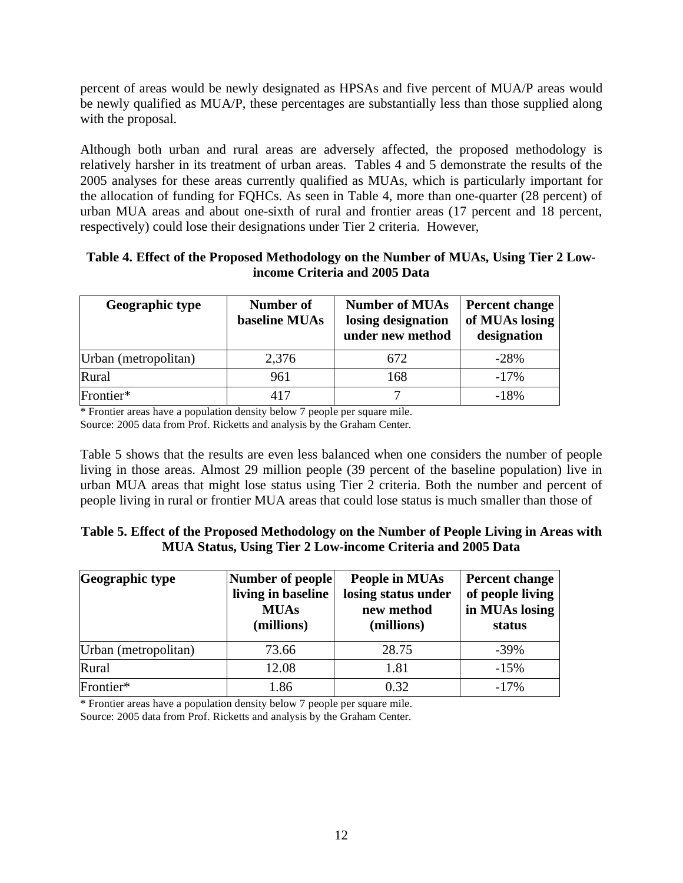percent of areas would be newly designated as HPSAs and five percent of MUA/P areas would be newly qualified as MUA/P, these percentages are substantially less than those supplied along with the proposal.

Although both urban and rural areas are adversely affected, the proposed methodology is relatively harsher in its treatment of urban areas. Tables 4 and 5 demonstrate the results of the 2005 analyses for these areas currently qualified as MUAs, which is particularly important for the allocation of funding for FQHCs. As seen in Table 4, more than one-quarter (28 percent) of urban MUA areas and about one-sixth of rural and frontier areas (17 percent and 18 percent, respectively) could lose their designations under Tier 2 criteria. However,

**Table 4. Effect of the Proposed Methodology on the Number of MUAs, Using Tier 2 Low-income Criteria and 2005 Data**

| Geographic type | Number of baseline MUAs | Number of MUAs losing designation under new method | Percent change of MUAs losing designation |
|---|---|---|---|
| Urban (metropolitan) | 2,376 | 672 | -28% |
| Rural | 961 | 168 | -17% |
| Frontier* | 417 | 7 | -18% |

\* Frontier areas have a population density below 7 people per square mile.
Source: 2005 data from Prof. Ricketts and analysis by the Graham Center.

Table 5 shows that the results are even less balanced when one considers the number of people living in those areas. Almost 29 million people (39 percent of the baseline population) live in urban MUA areas that might lose status using Tier 2 criteria. Both the number and percent of people living in rural or frontier MUA areas that could lose status is much smaller than those of

**Table 5. Effect of the Proposed Methodology on the Number of People Living in Areas with MUA Status, Using Tier 2 Low-income Criteria and 2005 Data**

| Geographic type | Number of people living in baseline MUAs (millions) | People in MUAs losing status under new method (millions) | Percent change of people living in MUAs losing status |
|---|---|---|---|
| Urban (metropolitan) | 73.66 | 28.75 | -39% |
| Rural | 12.08 | 1.81 | -15% |
| Frontier* | 1.86 | 0.32 | -17% |

\* Frontier areas have a population density below 7 people per square mile.
Source: 2005 data from Prof. Ricketts and analysis by the Graham Center.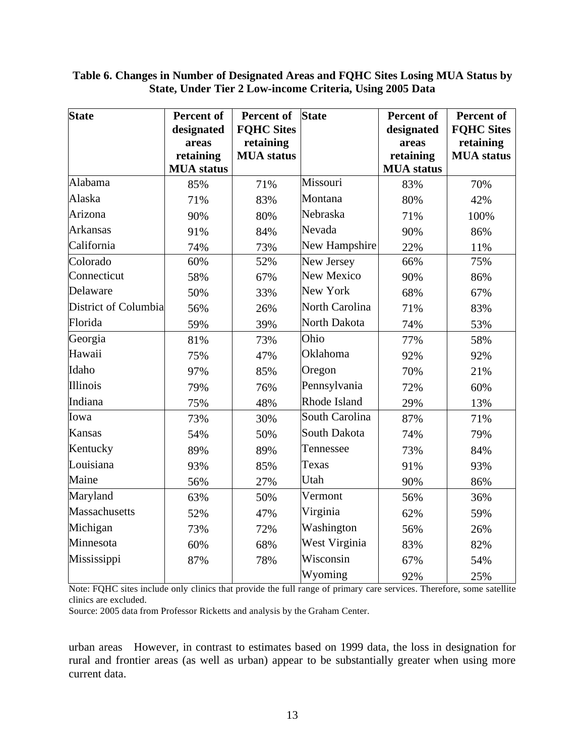**Table 6. Changes in Number of Designated Areas and FQHC Sites Losing MUA Status by State, Under Tier 2 Low-income Criteria, Using 2005 Data**

| State | Percent of designated areas retaining MUA status | Percent of FQHC Sites retaining MUA status | State | Percent of designated areas retaining MUA status | Percent of FQHC Sites retaining MUA status |
|---|---|---|---|---|---|
| Alabama | 85% | 71% | Missouri | 83% | 70% |
| Alaska | 71% | 83% | Montana | 80% | 42% |
| Arizona | 90% | 80% | Nebraska | 71% | 100% |
| Arkansas | 91% | 84% | Nevada | 90% | 86% |
| California | 74% | 73% | New Hampshire | 22% | 11% |
| Colorado | 60% | 52% | New Jersey | 66% | 75% |
| Connecticut | 58% | 67% | New Mexico | 90% | 86% |
| Delaware | 50% | 33% | New York | 68% | 67% |
| District of Columbia | 56% | 26% | North Carolina | 71% | 83% |
| Florida | 59% | 39% | North Dakota | 74% | 53% |
| Georgia | 81% | 73% | Ohio | 77% | 58% |
| Hawaii | 75% | 47% | Oklahoma | 92% | 92% |
| Idaho | 97% | 85% | Oregon | 70% | 21% |
| Illinois | 79% | 76% | Pennsylvania | 72% | 60% |
| Indiana | 75% | 48% | Rhode Island | 29% | 13% |
| Iowa | 73% | 30% | South Carolina | 87% | 71% |
| Kansas | 54% | 50% | South Dakota | 74% | 79% |
| Kentucky | 89% | 89% | Tennessee | 73% | 84% |
| Louisiana | 93% | 85% | Texas | 91% | 93% |
| Maine | 56% | 27% | Utah | 90% | 86% |
| Maryland | 63% | 50% | Vermont | 56% | 36% |
| Massachusetts | 52% | 47% | Virginia | 62% | 59% |
| Michigan | 73% | 72% | Washington | 56% | 26% |
| Minnesota | 60% | 68% | West Virginia | 83% | 82% |
| Mississippi | 87% | 78% | Wisconsin | 67% | 54% |
| | | | Wyoming | 92% | 25% |

Note: FQHC sites include only clinics that provide the full range of primary care services. Therefore, some satellite clinics are excluded.

Source: 2005 data from Professor Ricketts and analysis by the Graham Center.

urban areas However, in contrast to estimates based on 1999 data, the loss in designation for rural and frontier areas (as well as urban) appear to be substantially greater when using more current data.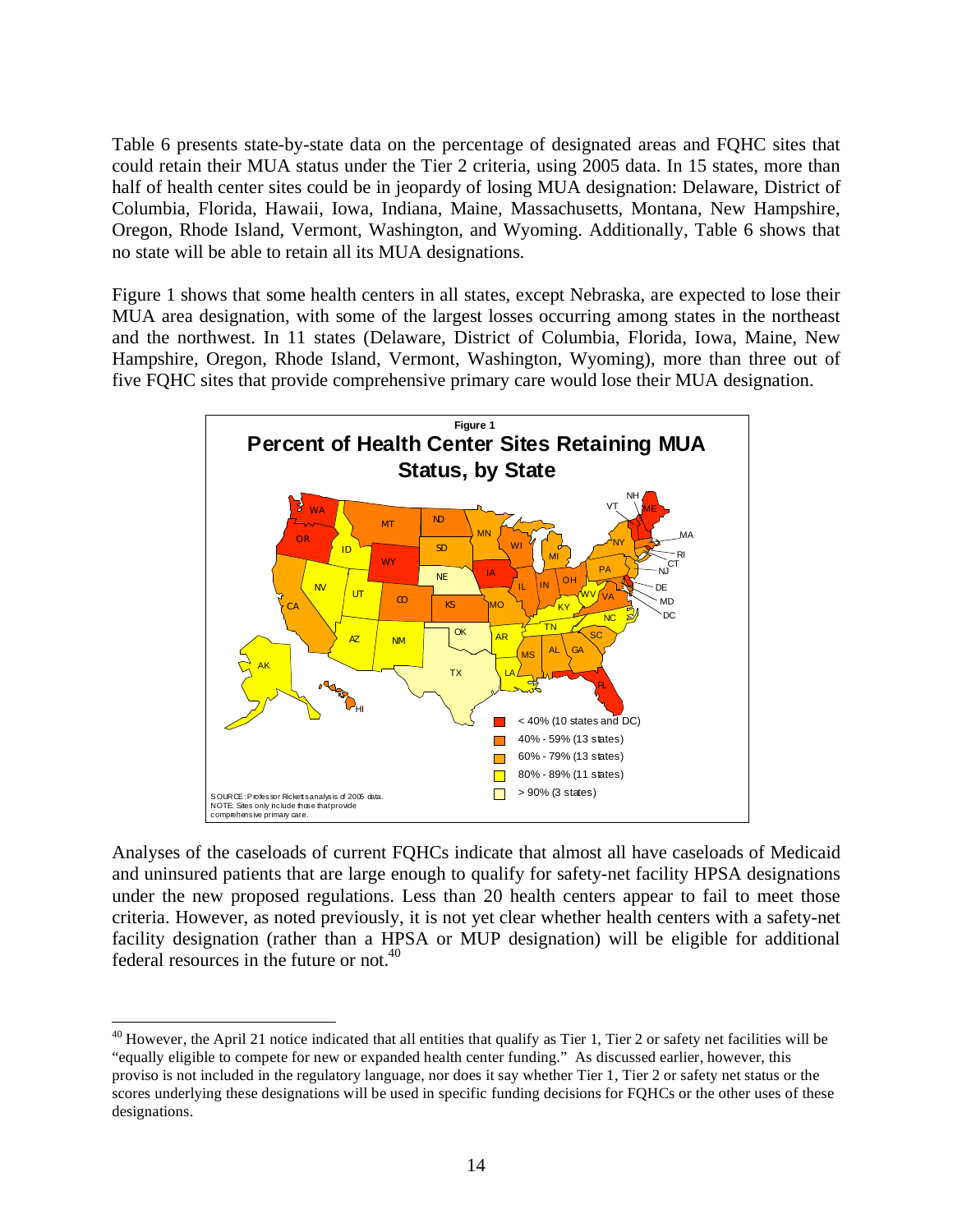Table 6 presents state-by-state data on the percentage of designated areas and FQHC sites that could retain their MUA status under the Tier 2 criteria, using 2005 data. In 15 states, more than half of health center sites could be in jeopardy of losing MUA designation: Delaware, District of Columbia, Florida, Hawaii, Iowa, Indiana, Maine, Massachusetts, Montana, New Hampshire, Oregon, Rhode Island, Vermont, Washington, and Wyoming. Additionally, Table 6 shows that no state will be able to retain all its MUA designations.

Figure 1 shows that some health centers in all states, except Nebraska, are expected to lose their MUA area designation, with some of the largest losses occurring among states in the northeast and the northwest. In 11 states (Delaware, District of Columbia, Florida, Iowa, Maine, New Hampshire, Oregon, Rhode Island, Vermont, Washington, Wyoming), more than three out of five FQHC sites that provide comprehensive primary care would lose their MUA designation.

**Figure 1**

**Percent of Health Center Sites Retaining MUA Status, by State**

- < 40% (10 states and DC)
- 40% - 59% (13 states)
- 60% - 79% (13 states)
- 80% - 89% (11 states)
- > 90% (3 states)

SOURCE: Professor Ricketts analysis of 2005 data.
NOTE: Sites only include those that provide comprehensive primary care.

Analyses of the caseloads of current FQHCs indicate that almost all have caseloads of Medicaid and uninsured patients that are large enough to qualify for safety-net facility HPSA designations under the new proposed regulations. Less than 20 health centers appear to fail to meet those criteria. However, as noted previously, it is not yet clear whether health centers with a safety-net facility designation (rather than a HPSA or MUP designation) will be eligible for additional federal resources in the future or not.[40]

---

[40] However, the April 21 notice indicated that all entities that qualify as Tier 1, Tier 2 or safety net facilities will be "equally eligible to compete for new or expanded health center funding." As discussed earlier, however, this proviso is not included in the regulatory language, nor does it say whether Tier 1, Tier 2 or safety net status or the scores underlying these designations will be used in specific funding decisions for FQHCs or the other uses of these designations.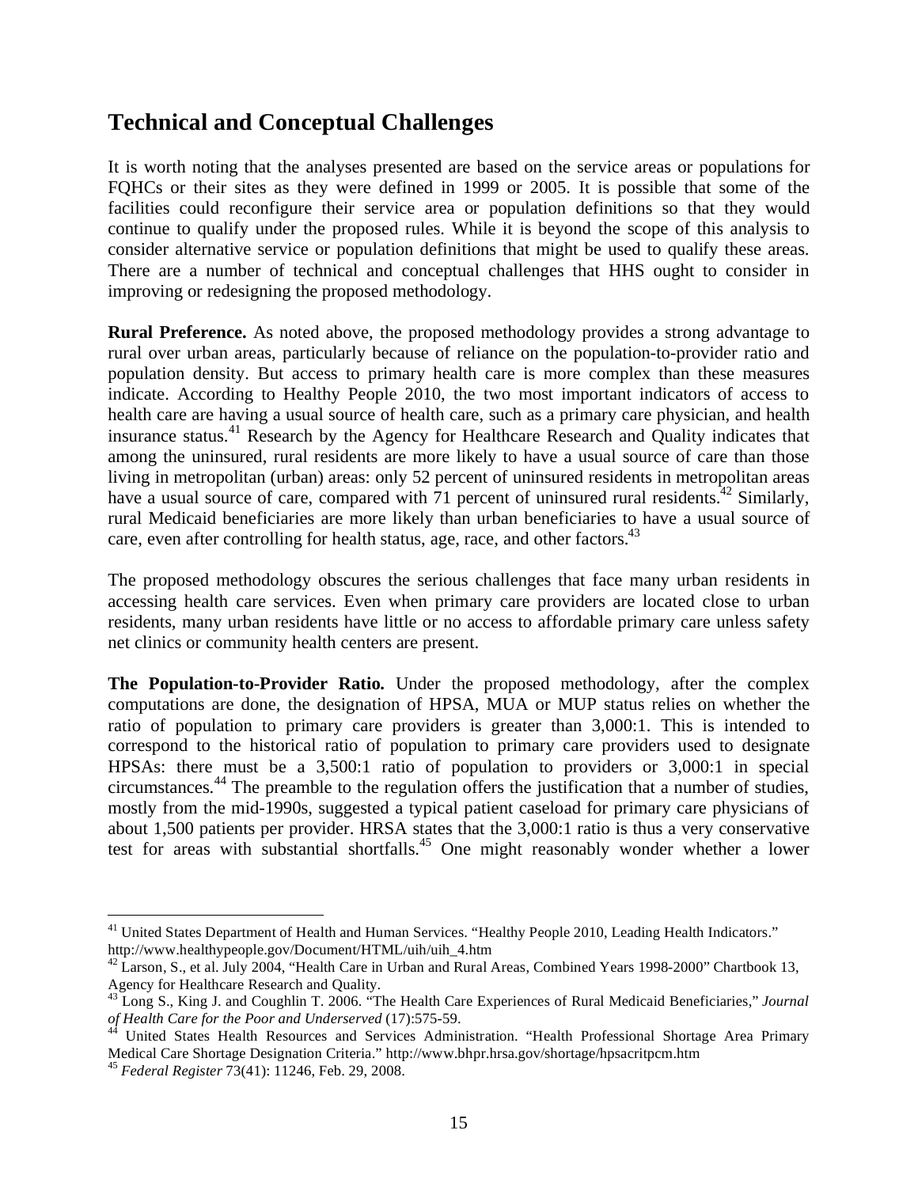## Technical and Conceptual Challenges

It is worth noting that the analyses presented are based on the service areas or populations for FQHCs or their sites as they were defined in 1999 or 2005. It is possible that some of the facilities could reconfigure their service area or population definitions so that they would continue to qualify under the proposed rules. While it is beyond the scope of this analysis to consider alternative service or population definitions that might be used to qualify these areas. There are a number of technical and conceptual challenges that HHS ought to consider in improving or redesigning the proposed methodology.

**Rural Preference.** As noted above, the proposed methodology provides a strong advantage to rural over urban areas, particularly because of reliance on the population-to-provider ratio and population density. But access to primary health care is more complex than these measures indicate. According to Healthy People 2010, the two most important indicators of access to health care are having a usual source of health care, such as a primary care physician, and health insurance status.[41] Research by the Agency for Healthcare Research and Quality indicates that among the uninsured, rural residents are more likely to have a usual source of care than those living in metropolitan (urban) areas: only 52 percent of uninsured residents in metropolitan areas have a usual source of care, compared with 71 percent of uninsured rural residents.[42] Similarly, rural Medicaid beneficiaries are more likely than urban beneficiaries to have a usual source of care, even after controlling for health status, age, race, and other factors.[43]

The proposed methodology obscures the serious challenges that face many urban residents in accessing health care services. Even when primary care providers are located close to urban residents, many urban residents have little or no access to affordable primary care unless safety net clinics or community health centers are present.

**The Population-to-Provider Ratio.** Under the proposed methodology, after the complex computations are done, the designation of HPSA, MUA or MUP status relies on whether the ratio of population to primary care providers is greater than 3,000:1. This is intended to correspond to the historical ratio of population to primary care providers used to designate HPSAs: there must be a 3,500:1 ratio of population to providers or 3,000:1 in special circumstances.[44] The preamble to the regulation offers the justification that a number of studies, mostly from the mid-1990s, suggested a typical patient caseload for primary care physicians of about 1,500 patients per provider. HRSA states that the 3,000:1 ratio is thus a very conservative test for areas with substantial shortfalls.[45] One might reasonably wonder whether a lower

---

[41] United States Department of Health and Human Services. "Healthy People 2010, Leading Health Indicators." http://www.healthypeople.gov/Document/HTML/uih/uih_4.htm

[42] Larson, S., et al. July 2004, "Health Care in Urban and Rural Areas, Combined Years 1998-2000" Chartbook 13, Agency for Healthcare Research and Quality.

[43] Long S., King J. and Coughlin T. 2006. "The Health Care Experiences of Rural Medicaid Beneficiaries," *Journal of Health Care for the Poor and Underserved* (17):575-59.

[44] United States Health Resources and Services Administration. "Health Professional Shortage Area Primary Medical Care Shortage Designation Criteria." http://www.bhpr.hrsa.gov/shortage/hpsacritpcm.htm

[45] *Federal Register* 73(41): 11246, Feb. 29, 2008.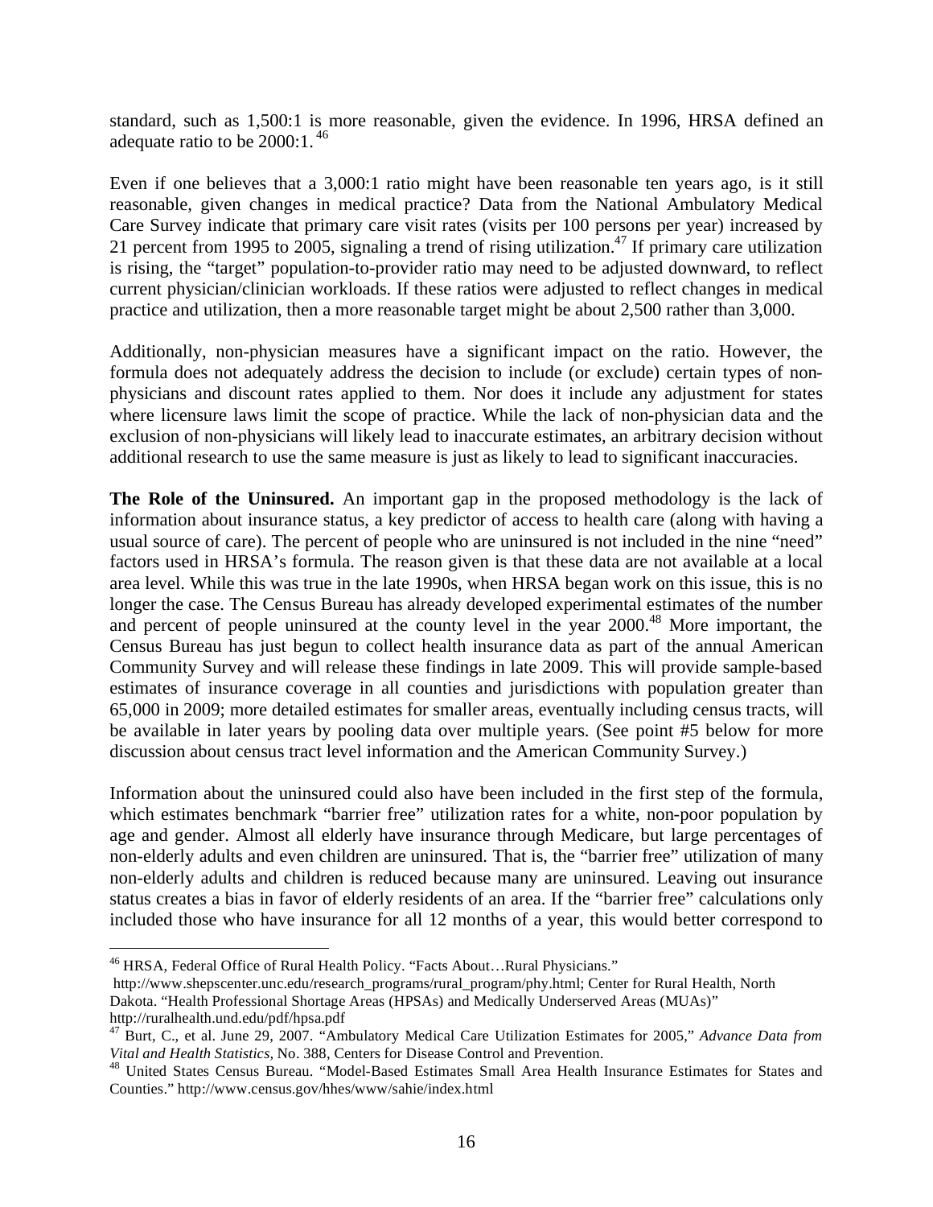standard, such as 1,500:1 is more reasonable, given the evidence. In 1996, HRSA defined an adequate ratio to be 2000:1.[46]

Even if one believes that a 3,000:1 ratio might have been reasonable ten years ago, is it still reasonable, given changes in medical practice? Data from the National Ambulatory Medical Care Survey indicate that primary care visit rates (visits per 100 persons per year) increased by 21 percent from 1995 to 2005, signaling a trend of rising utilization.[47] If primary care utilization is rising, the "target" population-to-provider ratio may need to be adjusted downward, to reflect current physician/clinician workloads. If these ratios were adjusted to reflect changes in medical practice and utilization, then a more reasonable target might be about 2,500 rather than 3,000.

Additionally, non-physician measures have a significant impact on the ratio. However, the formula does not adequately address the decision to include (or exclude) certain types of non-physicians and discount rates applied to them. Nor does it include any adjustment for states where licensure laws limit the scope of practice. While the lack of non-physician data and the exclusion of non-physicians will likely lead to inaccurate estimates, an arbitrary decision without additional research to use the same measure is just as likely to lead to significant inaccuracies.

**The Role of the Uninsured.** An important gap in the proposed methodology is the lack of information about insurance status, a key predictor of access to health care (along with having a usual source of care). The percent of people who are uninsured is not included in the nine "need" factors used in HRSA's formula. The reason given is that these data are not available at a local area level. While this was true in the late 1990s, when HRSA began work on this issue, this is no longer the case. The Census Bureau has already developed experimental estimates of the number and percent of people uninsured at the county level in the year 2000.[48] More important, the Census Bureau has just begun to collect health insurance data as part of the annual American Community Survey and will release these findings in late 2009. This will provide sample-based estimates of insurance coverage in all counties and jurisdictions with population greater than 65,000 in 2009; more detailed estimates for smaller areas, eventually including census tracts, will be available in later years by pooling data over multiple years. (See point #5 below for more discussion about census tract level information and the American Community Survey.)

Information about the uninsured could also have been included in the first step of the formula, which estimates benchmark "barrier free" utilization rates for a white, non-poor population by age and gender. Almost all elderly have insurance through Medicare, but large percentages of non-elderly adults and even children are uninsured. That is, the "barrier free" utilization of many non-elderly adults and children is reduced because many are uninsured. Leaving out insurance status creates a bias in favor of elderly residents of an area. If the "barrier free" calculations only included those who have insurance for all 12 months of a year, this would better correspond to

---

[46] HRSA, Federal Office of Rural Health Policy. "Facts About…Rural Physicians." http://www.shepscenter.unc.edu/research_programs/rural_program/phy.html; Center for Rural Health, North Dakota. "Health Professional Shortage Areas (HPSAs) and Medically Underserved Areas (MUAs)" http://ruralhealth.und.edu/pdf/hpsa.pdf

[47] Burt, C., et al. June 29, 2007. "Ambulatory Medical Care Utilization Estimates for 2005," *Advance Data from Vital and Health Statistics,* No. 388, Centers for Disease Control and Prevention.

[48] United States Census Bureau. "Model-Based Estimates Small Area Health Insurance Estimates for States and Counties." http://www.census.gov/hhes/www/sahie/index.html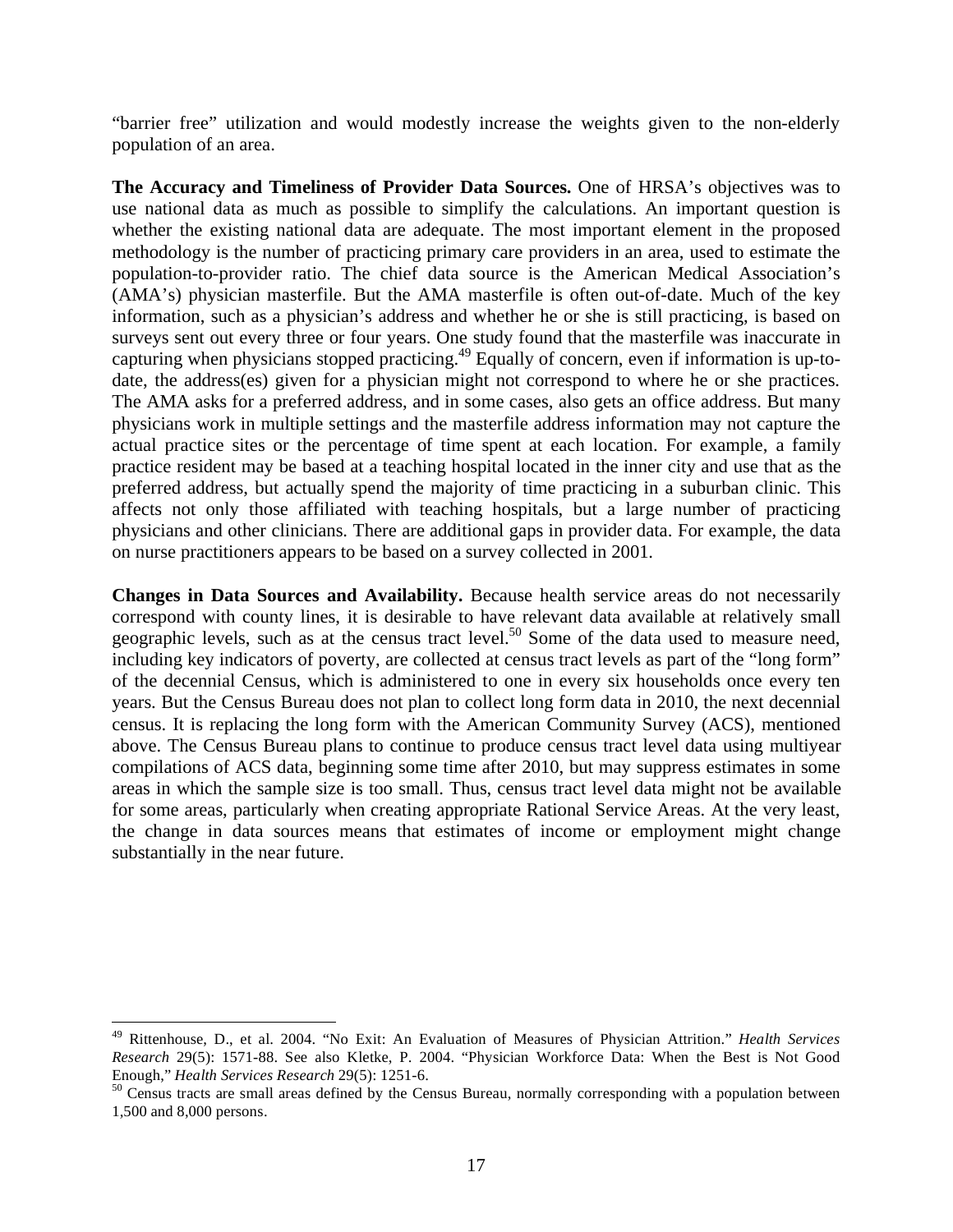"barrier free" utilization and would modestly increase the weights given to the non-elderly population of an area.

**The Accuracy and Timeliness of Provider Data Sources.** One of HRSA's objectives was to use national data as much as possible to simplify the calculations. An important question is whether the existing national data are adequate. The most important element in the proposed methodology is the number of practicing primary care providers in an area, used to estimate the population-to-provider ratio. The chief data source is the American Medical Association's (AMA's) physician masterfile. But the AMA masterfile is often out-of-date. Much of the key information, such as a physician's address and whether he or she is still practicing, is based on surveys sent out every three or four years. One study found that the masterfile was inaccurate in capturing when physicians stopped practicing.[49] Equally of concern, even if information is up-to-date, the address(es) given for a physician might not correspond to where he or she practices. The AMA asks for a preferred address, and in some cases, also gets an office address. But many physicians work in multiple settings and the masterfile address information may not capture the actual practice sites or the percentage of time spent at each location. For example, a family practice resident may be based at a teaching hospital located in the inner city and use that as the preferred address, but actually spend the majority of time practicing in a suburban clinic. This affects not only those affiliated with teaching hospitals, but a large number of practicing physicians and other clinicians. There are additional gaps in provider data. For example, the data on nurse practitioners appears to be based on a survey collected in 2001.

**Changes in Data Sources and Availability.** Because health service areas do not necessarily correspond with county lines, it is desirable to have relevant data available at relatively small geographic levels, such as at the census tract level.[50] Some of the data used to measure need, including key indicators of poverty, are collected at census tract levels as part of the "long form" of the decennial Census, which is administered to one in every six households once every ten years. But the Census Bureau does not plan to collect long form data in 2010, the next decennial census. It is replacing the long form with the American Community Survey (ACS), mentioned above. The Census Bureau plans to continue to produce census tract level data using multiyear compilations of ACS data, beginning some time after 2010, but may suppress estimates in some areas in which the sample size is too small. Thus, census tract level data might not be available for some areas, particularly when creating appropriate Rational Service Areas. At the very least, the change in data sources means that estimates of income or employment might change substantially in the near future.

---

[49] Rittenhouse, D., et al. 2004. "No Exit: An Evaluation of Measures of Physician Attrition." *Health Services Research* 29(5): 1571-88. See also Kletke, P. 2004. "Physician Workforce Data: When the Best is Not Good Enough," *Health Services Research* 29(5): 1251-6.

[50] Census tracts are small areas defined by the Census Bureau, normally corresponding with a population between 1,500 and 8,000 persons.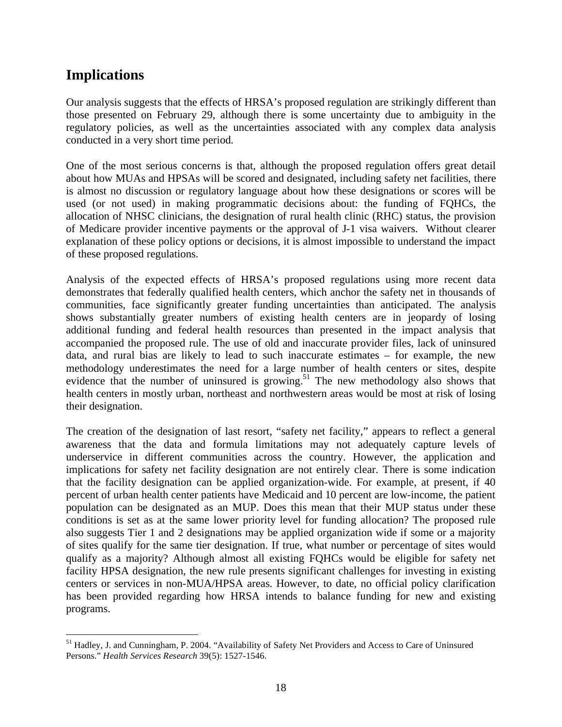## Implications

Our analysis suggests that the effects of HRSA's proposed regulation are strikingly different than those presented on February 29, although there is some uncertainty due to ambiguity in the regulatory policies, as well as the uncertainties associated with any complex data analysis conducted in a very short time period.

One of the most serious concerns is that, although the proposed regulation offers great detail about how MUAs and HPSAs will be scored and designated, including safety net facilities, there is almost no discussion or regulatory language about how these designations or scores will be used (or not used) in making programmatic decisions about: the funding of FQHCs, the allocation of NHSC clinicians, the designation of rural health clinic (RHC) status, the provision of Medicare provider incentive payments or the approval of J-1 visa waivers. Without clearer explanation of these policy options or decisions, it is almost impossible to understand the impact of these proposed regulations.

Analysis of the expected effects of HRSA's proposed regulations using more recent data demonstrates that federally qualified health centers, which anchor the safety net in thousands of communities, face significantly greater funding uncertainties than anticipated. The analysis shows substantially greater numbers of existing health centers are in jeopardy of losing additional funding and federal health resources than presented in the impact analysis that accompanied the proposed rule. The use of old and inaccurate provider files, lack of uninsured data, and rural bias are likely to lead to such inaccurate estimates – for example, the new methodology underestimates the need for a large number of health centers or sites, despite evidence that the number of uninsured is growing.[51] The new methodology also shows that health centers in mostly urban, northeast and northwestern areas would be most at risk of losing their designation.

The creation of the designation of last resort, "safety net facility," appears to reflect a general awareness that the data and formula limitations may not adequately capture levels of underservice in different communities across the country. However, the application and implications for safety net facility designation are not entirely clear. There is some indication that the facility designation can be applied organization-wide. For example, at present, if 40 percent of urban health center patients have Medicaid and 10 percent are low-income, the patient population can be designated as an MUP. Does this mean that their MUP status under these conditions is set as at the same lower priority level for funding allocation? The proposed rule also suggests Tier 1 and 2 designations may be applied organization wide if some or a majority of sites qualify for the same tier designation. If true, what number or percentage of sites would qualify as a majority? Although almost all existing FQHCs would be eligible for safety net facility HPSA designation, the new rule presents significant challenges for investing in existing centers or services in non-MUA/HPSA areas. However, to date, no official policy clarification has been provided regarding how HRSA intends to balance funding for new and existing programs.

---

[51] Hadley, J. and Cunningham, P. 2004. "Availability of Safety Net Providers and Access to Care of Uninsured Persons." *Health Services Research* 39(5): 1527-1546.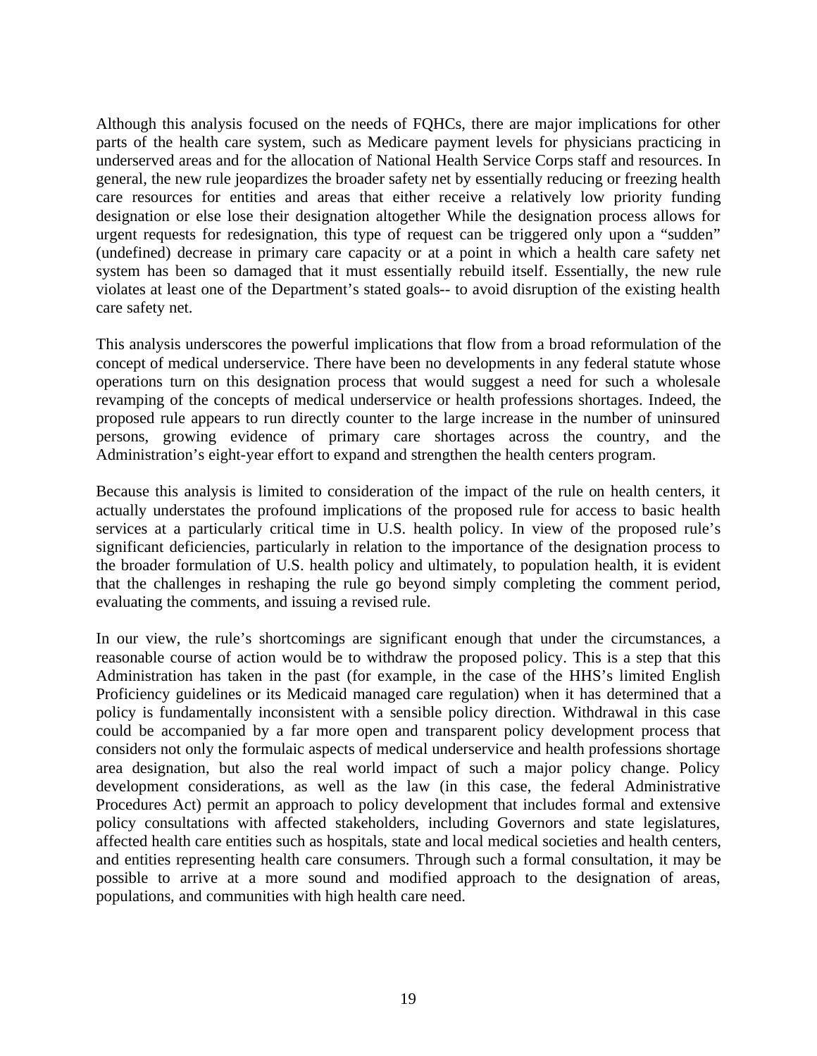Although this analysis focused on the needs of FQHCs, there are major implications for other parts of the health care system, such as Medicare payment levels for physicians practicing in underserved areas and for the allocation of National Health Service Corps staff and resources. In general, the new rule jeopardizes the broader safety net by essentially reducing or freezing health care resources for entities and areas that either receive a relatively low priority funding designation or else lose their designation altogether While the designation process allows for urgent requests for redesignation, this type of request can be triggered only upon a "sudden" (undefined) decrease in primary care capacity or at a point in which a health care safety net system has been so damaged that it must essentially rebuild itself. Essentially, the new rule violates at least one of the Department's stated goals-- to avoid disruption of the existing health care safety net.

This analysis underscores the powerful implications that flow from a broad reformulation of the concept of medical underservice. There have been no developments in any federal statute whose operations turn on this designation process that would suggest a need for such a wholesale revamping of the concepts of medical underservice or health professions shortages. Indeed, the proposed rule appears to run directly counter to the large increase in the number of uninsured persons, growing evidence of primary care shortages across the country, and the Administration's eight-year effort to expand and strengthen the health centers program.

Because this analysis is limited to consideration of the impact of the rule on health centers, it actually understates the profound implications of the proposed rule for access to basic health services at a particularly critical time in U.S. health policy. In view of the proposed rule's significant deficiencies, particularly in relation to the importance of the designation process to the broader formulation of U.S. health policy and ultimately, to population health, it is evident that the challenges in reshaping the rule go beyond simply completing the comment period, evaluating the comments, and issuing a revised rule.

In our view, the rule's shortcomings are significant enough that under the circumstances, a reasonable course of action would be to withdraw the proposed policy. This is a step that this Administration has taken in the past (for example, in the case of the HHS's limited English Proficiency guidelines or its Medicaid managed care regulation) when it has determined that a policy is fundamentally inconsistent with a sensible policy direction. Withdrawal in this case could be accompanied by a far more open and transparent policy development process that considers not only the formulaic aspects of medical underservice and health professions shortage area designation, but also the real world impact of such a major policy change. Policy development considerations, as well as the law (in this case, the federal Administrative Procedures Act) permit an approach to policy development that includes formal and extensive policy consultations with affected stakeholders, including Governors and state legislatures, affected health care entities such as hospitals, state and local medical societies and health centers, and entities representing health care consumers. Through such a formal consultation, it may be possible to arrive at a more sound and modified approach to the designation of areas, populations, and communities with high health care need.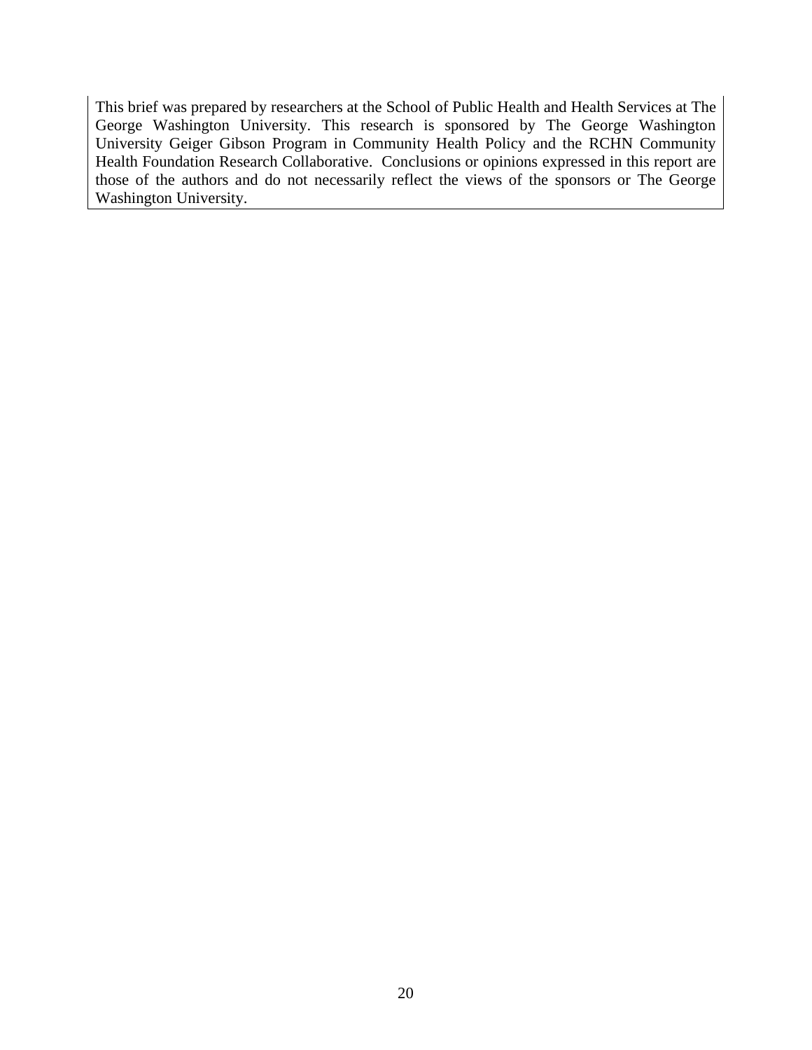This brief was prepared by researchers at the School of Public Health and Health Services at The George Washington University. This research is sponsored by The George Washington University Geiger Gibson Program in Community Health Policy and the RCHN Community Health Foundation Research Collaborative. Conclusions or opinions expressed in this report are those of the authors and do not necessarily reflect the views of the sponsors or The George Washington University.